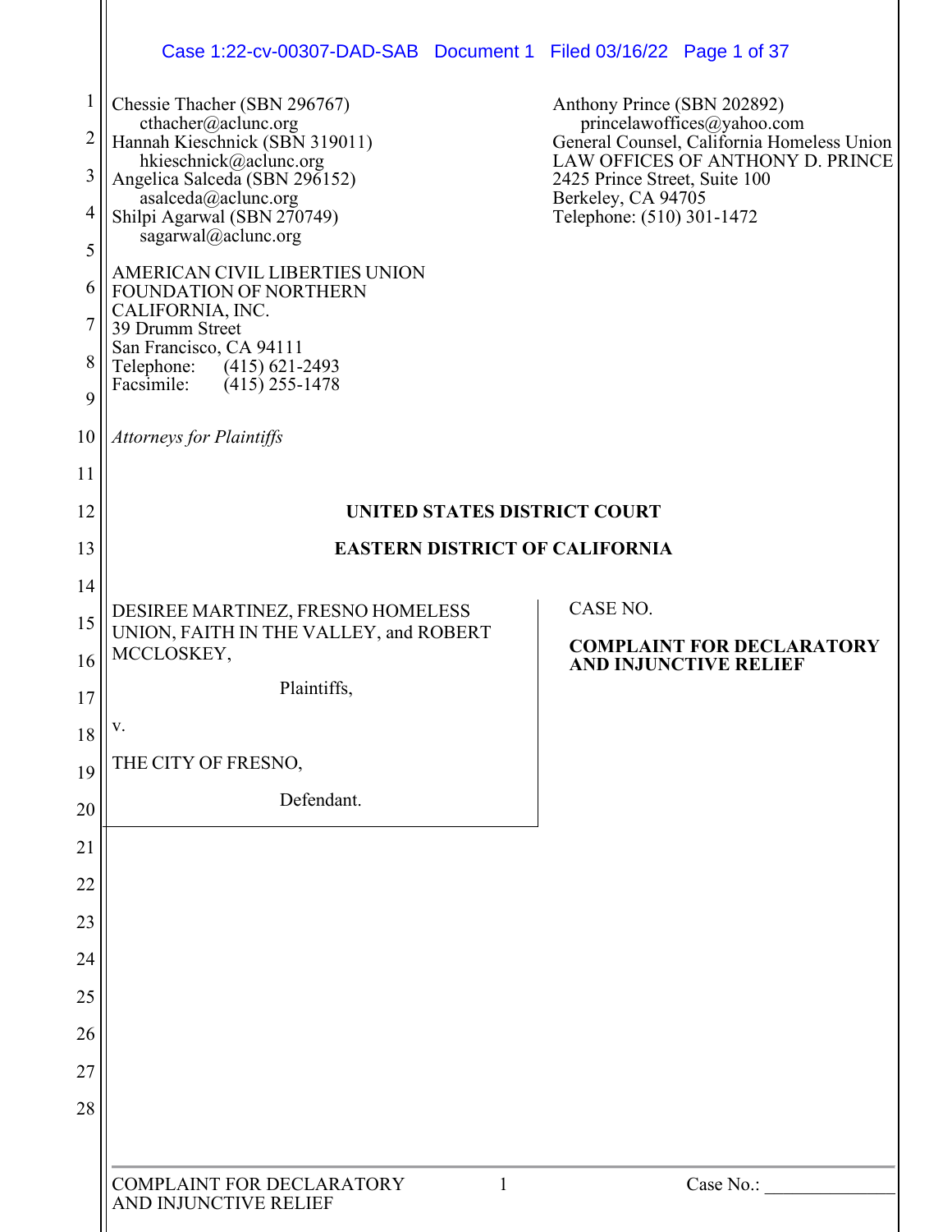Chessie Thacher (SBN 296767)
cthacher@aclunc.org
Hannah Kieschnick (SBN 319011)
hkieschnick@aclunc.org
Angelica Salceda (SBN 296152)
asalceda@aclunc.org
Shilpi Agarwal (SBN 270749)
sagarwal@aclunc.org

AMERICAN CIVIL LIBERTIES UNION
FOUNDATION OF NORTHERN
CALIFORNIA, INC.
39 Drumm Street
San Francisco, CA 94111
Telephone: (415) 621-2493
Facsimile: (415) 255-1478

Anthony Prince (SBN 202892)
princelawoffices@yahoo.com
General Counsel, California Homeless Union
LAW OFFICES OF ANTHONY D. PRINCE
2425 Prince Street, Suite 100
Berkeley, CA 94705
Telephone: (510) 301-1472

*Attorneys for Plaintiffs*

**UNITED STATES DISTRICT COURT**

**EASTERN DISTRICT OF CALIFORNIA**

DESIREE MARTINEZ, FRESNO HOMELESS UNION, FAITH IN THE VALLEY, and ROBERT MCCLOSKEY,

Plaintiffs,

v.

THE CITY OF FRESNO,

Defendant.

CASE NO.

**COMPLAINT FOR DECLARATORY AND INJUNCTIVE RELIEF**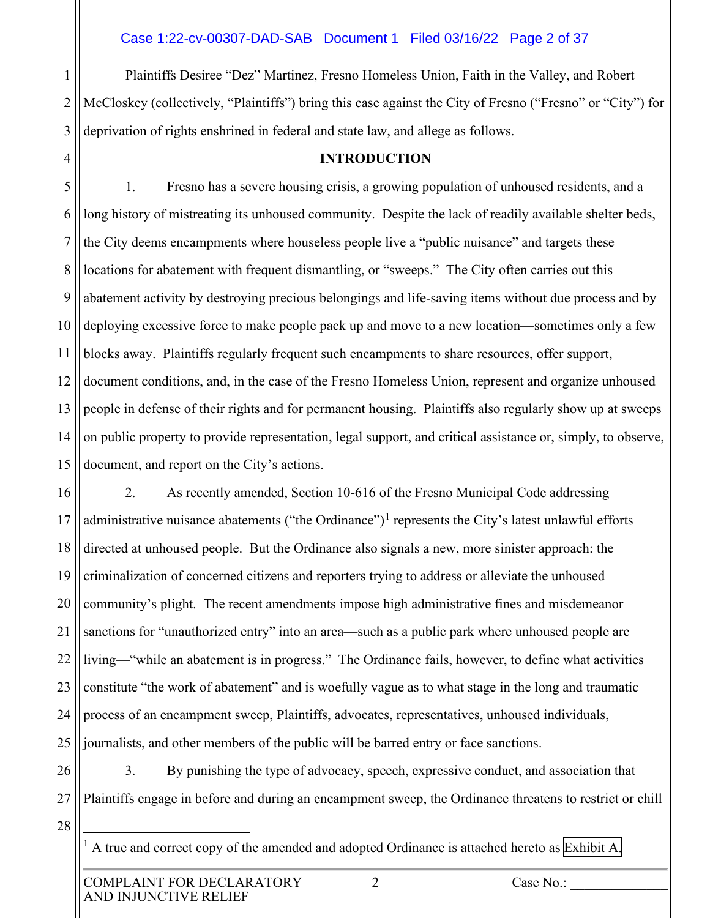Plaintiffs Desiree "Dez" Martinez, Fresno Homeless Union, Faith in the Valley, and Robert McCloskey (collectively, "Plaintiffs") bring this case against the City of Fresno ("Fresno" or "City") for deprivation of rights enshrined in federal and state law, and allege as follows:

## INTRODUCTION

1. Fresno has a severe housing crisis, a growing population of unhoused residents, and a long history of mistreating its unhoused community. Despite the lack of readily available shelter beds, the City deems encampments where houseless people live a "public nuisance" and targets these locations for abatement with frequent dismantling, or "sweeps." The City often carries out this abatement activity by destroying precious belongings and life-saving items without due process and by deploying excessive force to make people pack up and move to a new location—sometimes only a few blocks away. Plaintiffs regularly frequent such encampments to share resources, offer support, document conditions, and, in the case of the Fresno Homeless Union, represent and organize unhoused people in defense of their rights and for permanent housing. Plaintiffs also regularly show up at sweeps on public property to provide representation, legal support, and critical assistance or, simply, to observe, document, and report on the City's actions.

2. As recently amended, Section 10-616 of the Fresno Municipal Code addressing administrative nuisance abatements ("the Ordinance")[1] represents the City's latest unlawful efforts directed at unhoused people. But the Ordinance also signals a new, more sinister approach: the criminalization of concerned citizens and reporters trying to address or alleviate the unhoused community's plight. The recent amendments impose high administrative fines and misdemeanor sanctions for "unauthorized entry" into an area—such as a public park where unhoused people are living—"while an abatement is in progress." The Ordinance fails, however, to define what activities constitute "the work of abatement" and is woefully vague as to what stage in the long and traumatic process of an encampment sweep, Plaintiffs, advocates, representatives, unhoused individuals, journalists, and other members of the public will be barred entry or face sanctions.

3. By punishing the type of advocacy, speech, expressive conduct, and association that Plaintiffs engage in before and during an encampment sweep, the Ordinance threatens to restrict or chill

---

[1] A true and correct copy of the amended and adopted Ordinance is attached hereto as Exhibit A.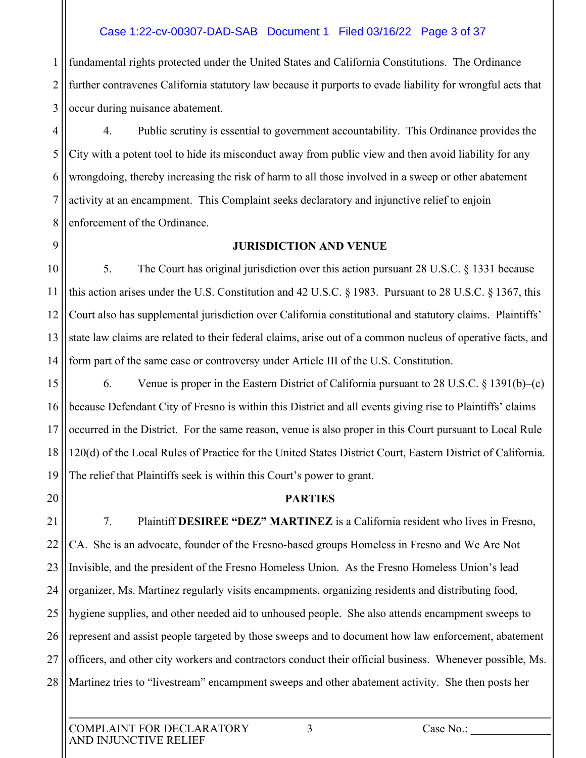fundamental rights protected under the United States and California Constitutions. The Ordinance further contravenes California statutory law because it purports to evade liability for wrongful acts that occur during nuisance abatement.

4. Public scrutiny is essential to government accountability. This Ordinance provides the City with a potent tool to hide its misconduct away from public view and then avoid liability for any wrongdoing, thereby increasing the risk of harm to all those involved in a sweep or other abatement activity at an encampment. This Complaint seeks declaratory and injunctive relief to enjoin enforcement of the Ordinance.

## JURISDICTION AND VENUE

5. The Court has original jurisdiction over this action pursuant 28 U.S.C. § 1331 because this action arises under the U.S. Constitution and 42 U.S.C. § 1983. Pursuant to 28 U.S.C. § 1367, this Court also has supplemental jurisdiction over California constitutional and statutory claims. Plaintiffs' state law claims are related to their federal claims, arise out of a common nucleus of operative facts, and form part of the same case or controversy under Article III of the U.S. Constitution.

6. Venue is proper in the Eastern District of California pursuant to 28 U.S.C. § 1391(b)–(c) because Defendant City of Fresno is within this District and all events giving rise to Plaintiffs' claims occurred in the District. For the same reason, venue is also proper in this Court pursuant to Local Rule 120(d) of the Local Rules of Practice for the United States District Court, Eastern District of California. The relief that Plaintiffs seek is within this Court's power to grant.

## PARTIES

7. Plaintiff **DESIREE "DEZ" MARTINEZ** is a California resident who lives in Fresno, CA. She is an advocate, founder of the Fresno-based groups Homeless in Fresno and We Are Not Invisible, and the president of the Fresno Homeless Union. As the Fresno Homeless Union's lead organizer, Ms. Martinez regularly visits encampments, organizing residents and distributing food, hygiene supplies, and other needed aid to unhoused people. She also attends encampment sweeps to represent and assist people targeted by those sweeps and to document how law enforcement, abatement officers, and other city workers and contractors conduct their official business. Whenever possible, Ms. Martinez tries to "livestream" encampment sweeps and other abatement activity. She then posts her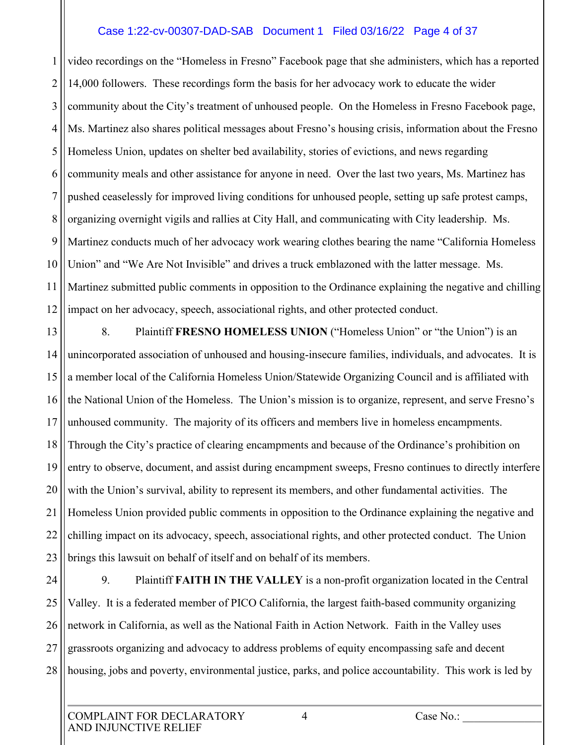video recordings on the "Homeless in Fresno" Facebook page that she administers, which has a reported 14,000 followers. These recordings form the basis for her advocacy work to educate the wider community about the City's treatment of unhoused people. On the Homeless in Fresno Facebook page, Ms. Martinez also shares political messages about Fresno's housing crisis, information about the Fresno Homeless Union, updates on shelter bed availability, stories of evictions, and news regarding community meals and other assistance for anyone in need. Over the last two years, Ms. Martinez has pushed ceaselessly for improved living conditions for unhoused people, setting up safe protest camps, organizing overnight vigils and rallies at City Hall, and communicating with City leadership. Ms. Martinez conducts much of her advocacy work wearing clothes bearing the name "California Homeless Union" and "We Are Not Invisible" and drives a truck emblazoned with the latter message. Ms. Martinez submitted public comments in opposition to the Ordinance explaining the negative and chilling impact on her advocacy, speech, associational rights, and other protected conduct.

8. Plaintiff **FRESNO HOMELESS UNION** ("Homeless Union" or "the Union") is an unincorporated association of unhoused and housing-insecure families, individuals, and advocates. It is a member local of the California Homeless Union/Statewide Organizing Council and is affiliated with the National Union of the Homeless. The Union's mission is to organize, represent, and serve Fresno's unhoused community. The majority of its officers and members live in homeless encampments. Through the City's practice of clearing encampments and because of the Ordinance's prohibition on entry to observe, document, and assist during encampment sweeps, Fresno continues to directly interfere with the Union's survival, ability to represent its members, and other fundamental activities. The Homeless Union provided public comments in opposition to the Ordinance explaining the negative and chilling impact on its advocacy, speech, associational rights, and other protected conduct. The Union brings this lawsuit on behalf of itself and on behalf of its members.

9. Plaintiff **FAITH IN THE VALLEY** is a non-profit organization located in the Central Valley. It is a federated member of PICO California, the largest faith-based community organizing network in California, as well as the National Faith in Action Network. Faith in the Valley uses grassroots organizing and advocacy to address problems of equity encompassing safe and decent housing, jobs and poverty, environmental justice, parks, and police accountability. This work is led by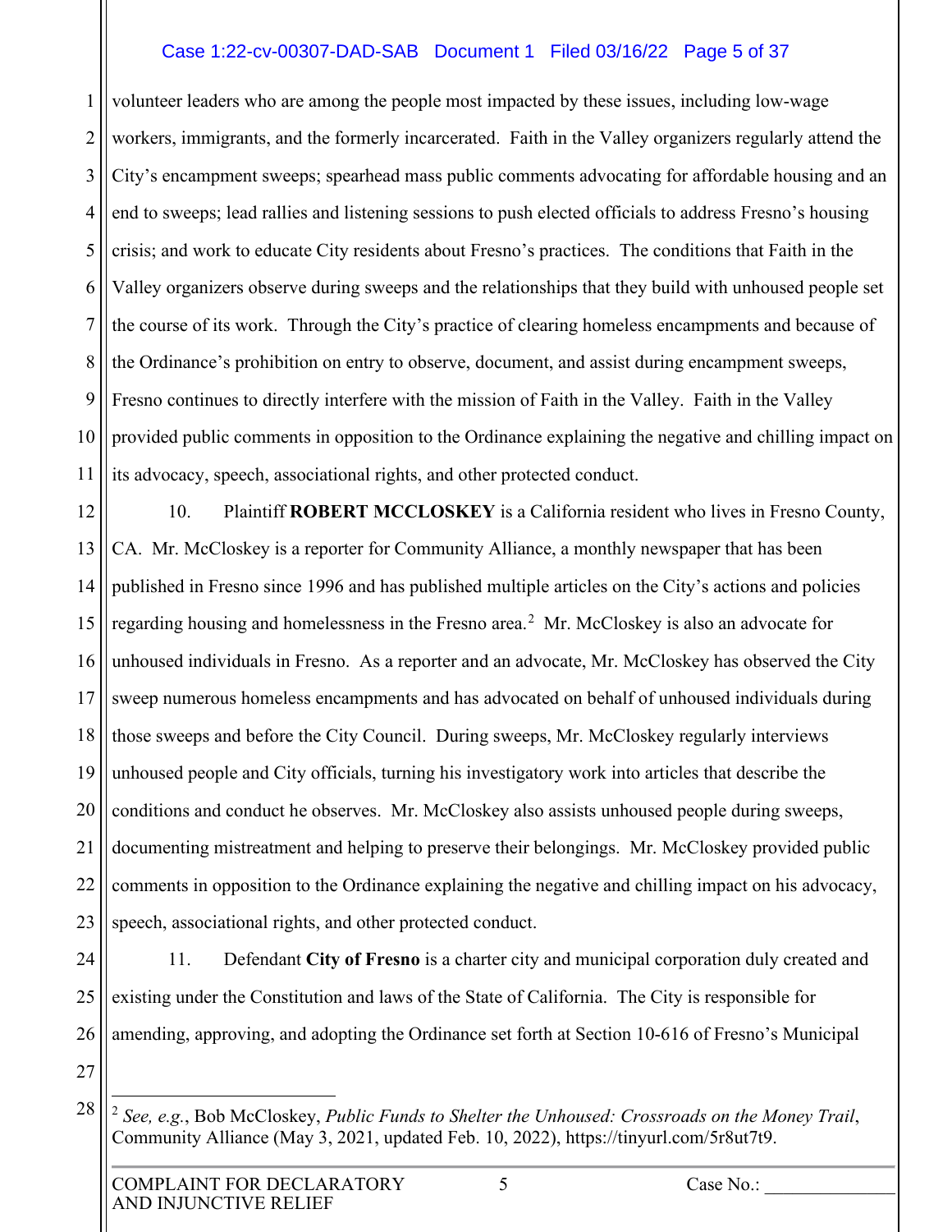volunteer leaders who are among the people most impacted by these issues, including low-wage workers, immigrants, and the formerly incarcerated. Faith in the Valley organizers regularly attend the City's encampment sweeps; spearhead mass public comments advocating for affordable housing and an end to sweeps; lead rallies and listening sessions to push elected officials to address Fresno's housing crisis; and work to educate City residents about Fresno's practices. The conditions that Faith in the Valley organizers observe during sweeps and the relationships that they build with unhoused people set the course of its work. Through the City's practice of clearing homeless encampments and because of the Ordinance's prohibition on entry to observe, document, and assist during encampment sweeps, Fresno continues to directly interfere with the mission of Faith in the Valley. Faith in the Valley provided public comments in opposition to the Ordinance explaining the negative and chilling impact on its advocacy, speech, associational rights, and other protected conduct.

10. Plaintiff **ROBERT MCCLOSKEY** is a California resident who lives in Fresno County, CA. Mr. McCloskey is a reporter for Community Alliance, a monthly newspaper that has been published in Fresno since 1996 and has published multiple articles on the City's actions and policies regarding housing and homelessness in the Fresno area.[2] Mr. McCloskey is also an advocate for unhoused individuals in Fresno. As a reporter and an advocate, Mr. McCloskey has observed the City sweep numerous homeless encampments and has advocated on behalf of unhoused individuals during those sweeps and before the City Council. During sweeps, Mr. McCloskey regularly interviews unhoused people and City officials, turning his investigatory work into articles that describe the conditions and conduct he observes. Mr. McCloskey also assists unhoused people during sweeps, documenting mistreatment and helping to preserve their belongings. Mr. McCloskey provided public comments in opposition to the Ordinance explaining the negative and chilling impact on his advocacy, speech, associational rights, and other protected conduct.

11. Defendant **City of Fresno** is a charter city and municipal corporation duly created and existing under the Constitution and laws of the State of California. The City is responsible for amending, approving, and adopting the Ordinance set forth at Section 10-616 of Fresno's Municipal

---

[2] *See, e.g.*, Bob McCloskey, *Public Funds to Shelter the Unhoused: Crossroads on the Money Trail*, Community Alliance (May 3, 2021, updated Feb. 10, 2022), https://tinyurl.com/5r8ut7t9.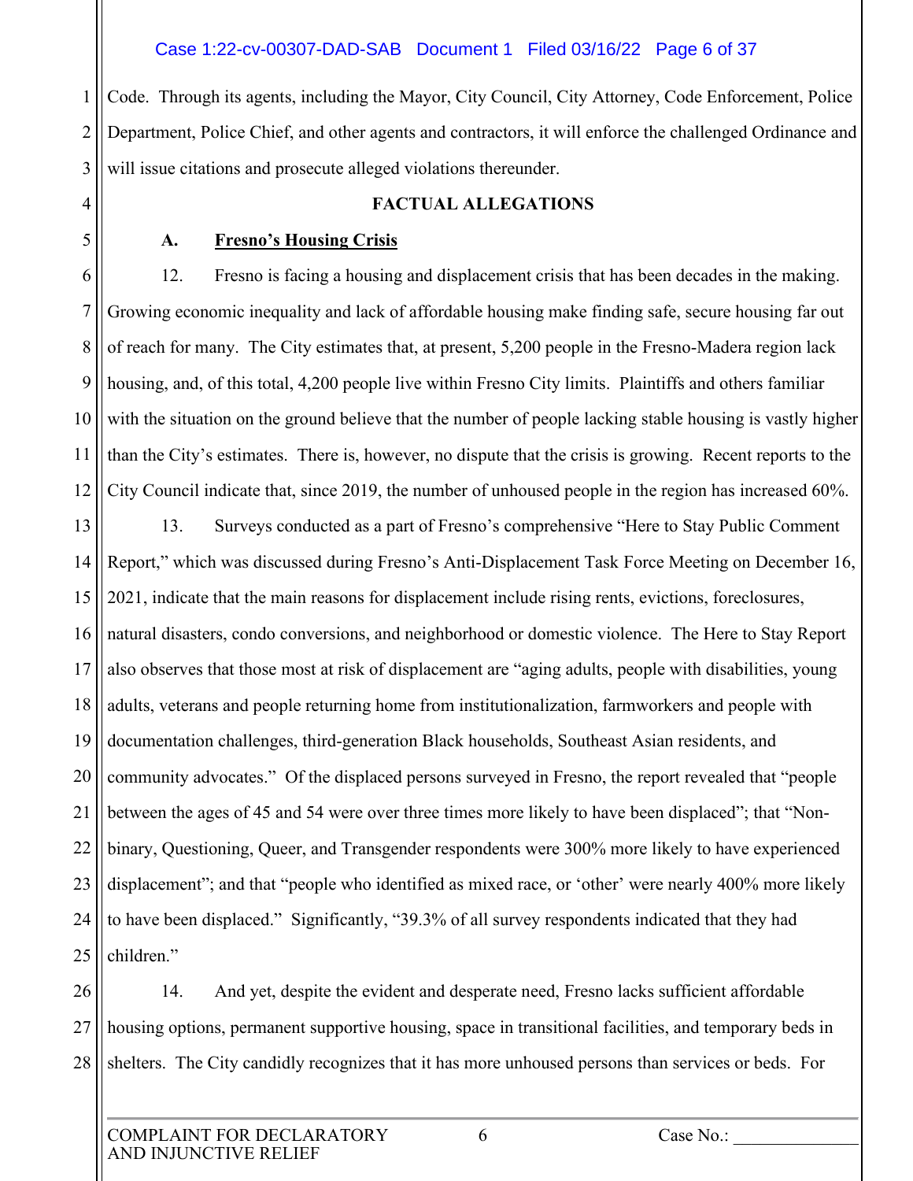Code. Through its agents, including the Mayor, City Council, City Attorney, Code Enforcement, Police Department, Police Chief, and other agents and contractors, it will enforce the challenged Ordinance and will issue citations and prosecute alleged violations thereunder.

## FACTUAL ALLEGATIONS

### A. Fresno's Housing Crisis

12. Fresno is facing a housing and displacement crisis that has been decades in the making. Growing economic inequality and lack of affordable housing make finding safe, secure housing far out of reach for many. The City estimates that, at present, 5,200 people in the Fresno-Madera region lack housing, and, of this total, 4,200 people live within Fresno City limits. Plaintiffs and others familiar with the situation on the ground believe that the number of people lacking stable housing is vastly higher than the City's estimates. There is, however, no dispute that the crisis is growing. Recent reports to the City Council indicate that, since 2019, the number of unhoused people in the region has increased 60%.

13. Surveys conducted as a part of Fresno's comprehensive "Here to Stay Public Comment Report," which was discussed during Fresno's Anti-Displacement Task Force Meeting on December 16, 2021, indicate that the main reasons for displacement include rising rents, evictions, foreclosures, natural disasters, condo conversions, and neighborhood or domestic violence. The Here to Stay Report also observes that those most at risk of displacement are "aging adults, people with disabilities, young adults, veterans and people returning home from institutionalization, farmworkers and people with documentation challenges, third-generation Black households, Southeast Asian residents, and community advocates." Of the displaced persons surveyed in Fresno, the report revealed that "people between the ages of 45 and 54 were over three times more likely to have been displaced"; that "Non-binary, Questioning, Queer, and Transgender respondents were 300% more likely to have experienced displacement"; and that "people who identified as mixed race, or 'other' were nearly 400% more likely to have been displaced." Significantly, "39.3% of all survey respondents indicated that they had children."

14. And yet, despite the evident and desperate need, Fresno lacks sufficient affordable housing options, permanent supportive housing, space in transitional facilities, and temporary beds in shelters. The City candidly recognizes that it has more unhoused persons than services or beds. For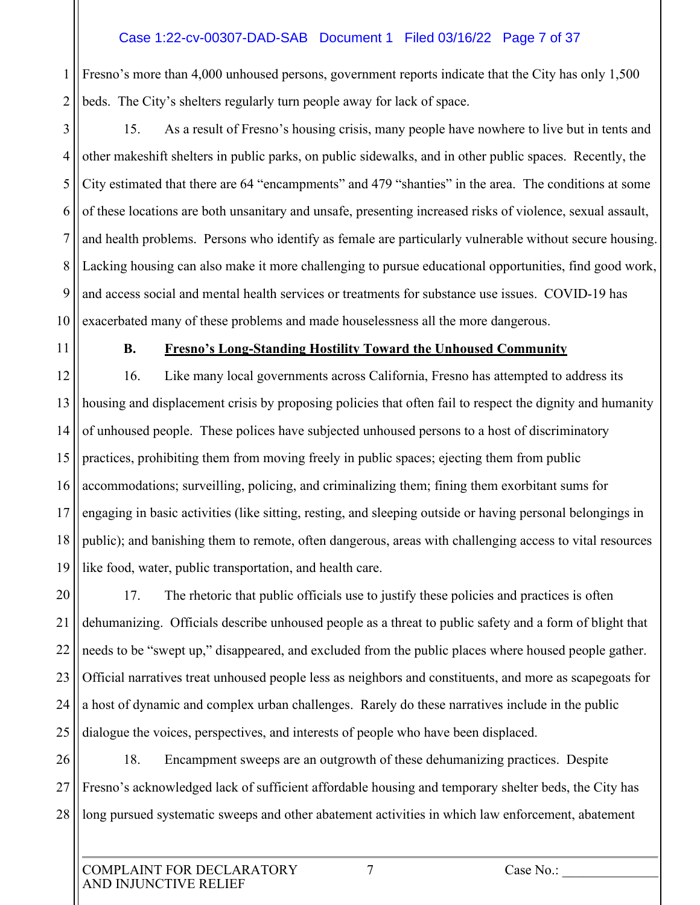Fresno's more than 4,000 unhoused persons, government reports indicate that the City has only 1,500 beds. The City's shelters regularly turn people away for lack of space.

15. As a result of Fresno's housing crisis, many people have nowhere to live but in tents and other makeshift shelters in public parks, on public sidewalks, and in other public spaces. Recently, the City estimated that there are 64 "encampments" and 479 "shanties" in the area. The conditions at some of these locations are both unsanitary and unsafe, presenting increased risks of violence, sexual assault, and health problems. Persons who identify as female are particularly vulnerable without secure housing. Lacking housing can also make it more challenging to pursue educational opportunities, find good work, and access social and mental health services or treatments for substance use issues. COVID-19 has exacerbated many of these problems and made houselessness all the more dangerous.

### B. Fresno's Long-Standing Hostility Toward the Unhoused Community

16. Like many local governments across California, Fresno has attempted to address its housing and displacement crisis by proposing policies that often fail to respect the dignity and humanity of unhoused people. These polices have subjected unhoused persons to a host of discriminatory practices, prohibiting them from moving freely in public spaces; ejecting them from public accommodations; surveilling, policing, and criminalizing them; fining them exorbitant sums for engaging in basic activities (like sitting, resting, and sleeping outside or having personal belongings in public); and banishing them to remote, often dangerous, areas with challenging access to vital resources like food, water, public transportation, and health care.

17. The rhetoric that public officials use to justify these policies and practices is often dehumanizing. Officials describe unhoused people as a threat to public safety and a form of blight that needs to be "swept up," disappeared, and excluded from the public places where housed people gather. Official narratives treat unhoused people less as neighbors and constituents, and more as scapegoats for a host of dynamic and complex urban challenges. Rarely do these narratives include in the public dialogue the voices, perspectives, and interests of people who have been displaced.

18. Encampment sweeps are an outgrowth of these dehumanizing practices. Despite Fresno's acknowledged lack of sufficient affordable housing and temporary shelter beds, the City has long pursued systematic sweeps and other abatement activities in which law enforcement, abatement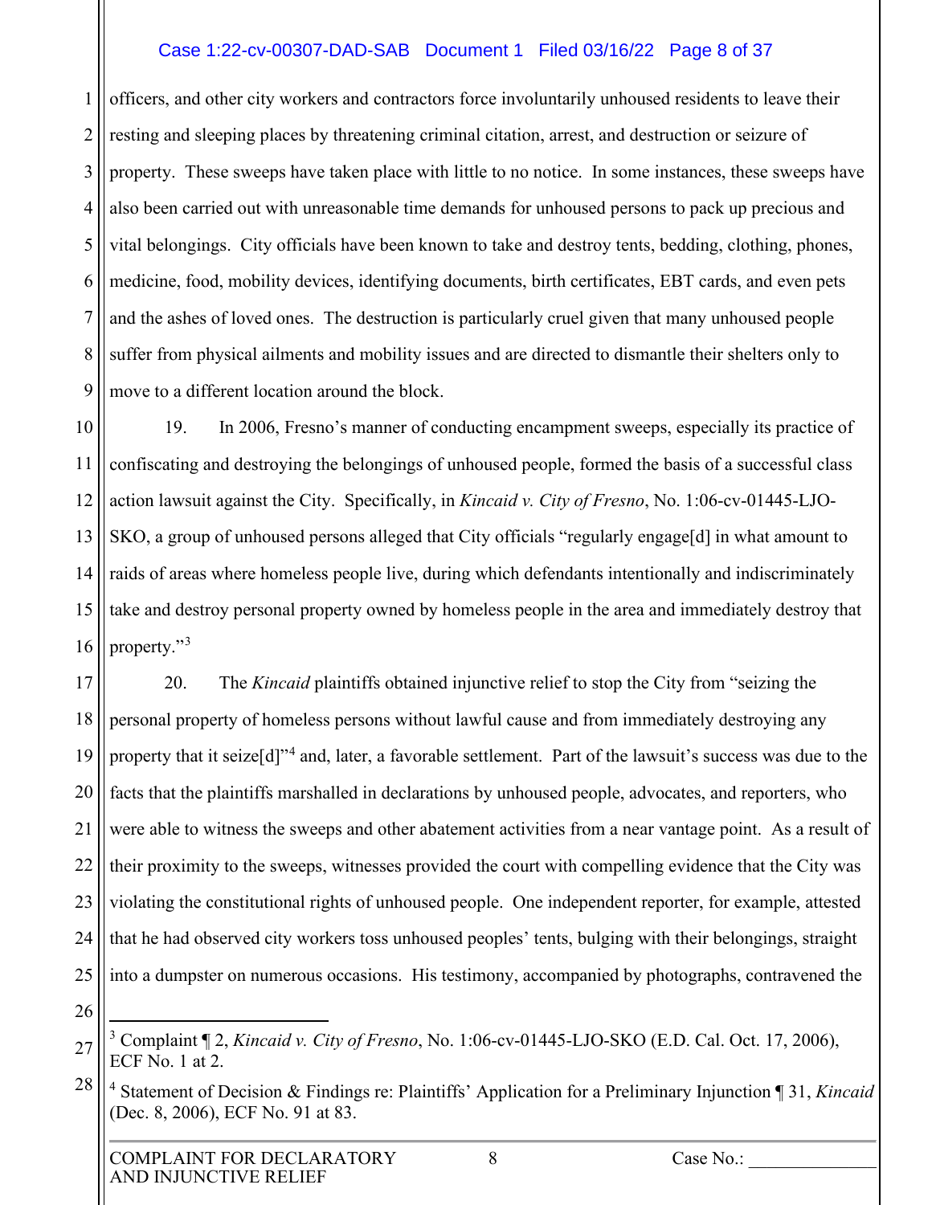officers, and other city workers and contractors force involuntarily unhoused residents to leave their resting and sleeping places by threatening criminal citation, arrest, and destruction or seizure of property. These sweeps have taken place with little to no notice. In some instances, these sweeps have also been carried out with unreasonable time demands for unhoused persons to pack up precious and vital belongings. City officials have been known to take and destroy tents, bedding, clothing, phones, medicine, food, mobility devices, identifying documents, birth certificates, EBT cards, and even pets and the ashes of loved ones. The destruction is particularly cruel given that many unhoused people suffer from physical ailments and mobility issues and are directed to dismantle their shelters only to move to a different location around the block.

19. In 2006, Fresno's manner of conducting encampment sweeps, especially its practice of confiscating and destroying the belongings of unhoused people, formed the basis of a successful class action lawsuit against the City. Specifically, in *Kincaid v. City of Fresno*, No. 1:06-cv-01445-LJO-SKO, a group of unhoused persons alleged that City officials "regularly engage[d] in what amount to raids of areas where homeless people live, during which defendants intentionally and indiscriminately take and destroy personal property owned by homeless people in the area and immediately destroy that property."[3]

20. The *Kincaid* plaintiffs obtained injunctive relief to stop the City from "seizing the personal property of homeless persons without lawful cause and from immediately destroying any property that it seize[d]"[4] and, later, a favorable settlement. Part of the lawsuit's success was due to the facts that the plaintiffs marshalled in declarations by unhoused people, advocates, and reporters, who were able to witness the sweeps and other abatement activities from a near vantage point. As a result of their proximity to the sweeps, witnesses provided the court with compelling evidence that the City was violating the constitutional rights of unhoused people. One independent reporter, for example, attested that he had observed city workers toss unhoused peoples' tents, bulging with their belongings, straight into a dumpster on numerous occasions. His testimony, accompanied by photographs, contravened the

---

[3] Complaint ¶ 2, *Kincaid v. City of Fresno*, No. 1:06-cv-01445-LJO-SKO (E.D. Cal. Oct. 17, 2006), ECF No. 1 at 2.

[4] Statement of Decision & Findings re: Plaintiffs' Application for a Preliminary Injunction ¶ 31, *Kincaid* (Dec. 8, 2006), ECF No. 91 at 83.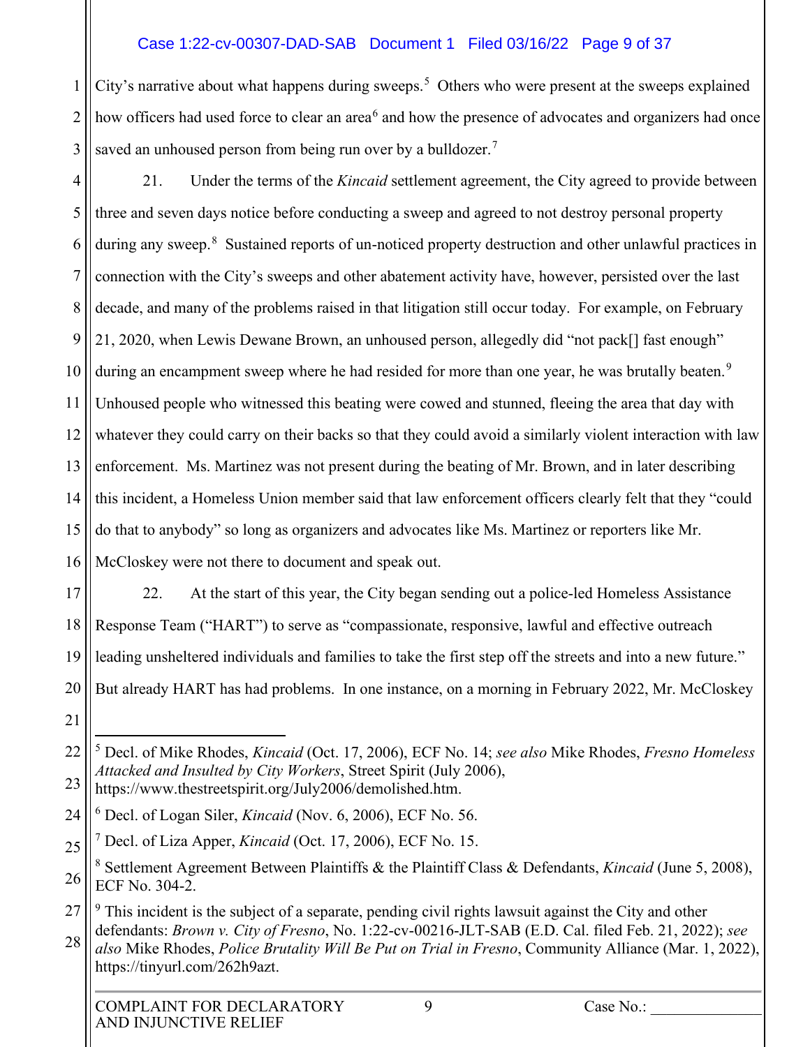City's narrative about what happens during sweeps.[5] Others who were present at the sweeps explained how officers had used force to clear an area[6] and how the presence of advocates and organizers had once saved an unhoused person from being run over by a bulldozer.[7]

21. Under the terms of the *Kincaid* settlement agreement, the City agreed to provide between three and seven days notice before conducting a sweep and agreed to not destroy personal property during any sweep.[8] Sustained reports of un-noticed property destruction and other unlawful practices in connection with the City's sweeps and other abatement activity have, however, persisted over the last decade, and many of the problems raised in that litigation still occur today. For example, on February 21, 2020, when Lewis Dewane Brown, an unhoused person, allegedly did "not pack[] fast enough" during an encampment sweep where he had resided for more than one year, he was brutally beaten.[9] Unhoused people who witnessed this beating were cowed and stunned, fleeing the area that day with whatever they could carry on their backs so that they could avoid a similarly violent interaction with law enforcement. Ms. Martinez was not present during the beating of Mr. Brown, and in later describing this incident, a Homeless Union member said that law enforcement officers clearly felt that they "could do that to anybody" so long as organizers and advocates like Ms. Martinez or reporters like Mr. McCloskey were not there to document and speak out.

22. At the start of this year, the City began sending out a police-led Homeless Assistance Response Team ("HART") to serve as "compassionate, responsive, lawful and effective outreach leading unsheltered individuals and families to take the first step off the streets and into a new future." But already HART has had problems. In one instance, on a morning in February 2022, Mr. McCloskey

---

[5] Decl. of Mike Rhodes, *Kincaid* (Oct. 17, 2006), ECF No. 14; *see also* Mike Rhodes, *Fresno Homeless Attacked and Insulted by City Workers*, Street Spirit (July 2006), https://www.thestreetspirit.org/July2006/demolished.htm.

[6] Decl. of Logan Siler, *Kincaid* (Nov. 6, 2006), ECF No. 56.

[7] Decl. of Liza Apper, *Kincaid* (Oct. 17, 2006), ECF No. 15.

[8] Settlement Agreement Between Plaintiffs & the Plaintiff Class & Defendants, *Kincaid* (June 5, 2008), ECF No. 304-2.

[9] This incident is the subject of a separate, pending civil rights lawsuit against the City and other defendants: *Brown v. City of Fresno*, No. 1:22-cv-00216-JLT-SAB (E.D. Cal. filed Feb. 21, 2022); *see also* Mike Rhodes, *Police Brutality Will Be Put on Trial in Fresno*, Community Alliance (Mar. 1, 2022), https://tinyurl.com/262h9azt.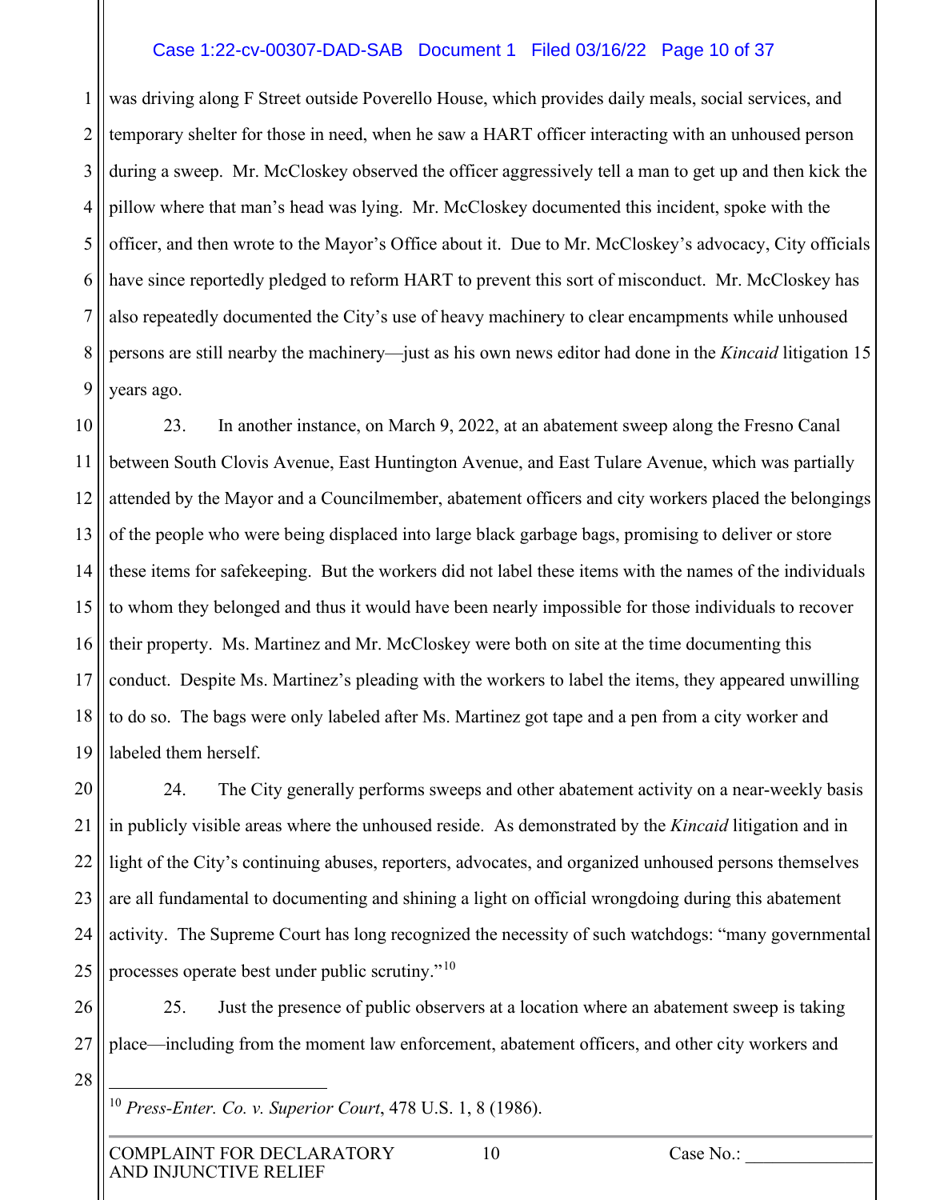was driving along F Street outside Poverello House, which provides daily meals, social services, and temporary shelter for those in need, when he saw a HART officer interacting with an unhoused person during a sweep. Mr. McCloskey observed the officer aggressively tell a man to get up and then kick the pillow where that man's head was lying. Mr. McCloskey documented this incident, spoke with the officer, and then wrote to the Mayor's Office about it. Due to Mr. McCloskey's advocacy, City officials have since reportedly pledged to reform HART to prevent this sort of misconduct. Mr. McCloskey has also repeatedly documented the City's use of heavy machinery to clear encampments while unhoused persons are still nearby the machinery—just as his own news editor had done in the *Kincaid* litigation 15 years ago.

23. In another instance, on March 9, 2022, at an abatement sweep along the Fresno Canal between South Clovis Avenue, East Huntington Avenue, and East Tulare Avenue, which was partially attended by the Mayor and a Councilmember, abatement officers and city workers placed the belongings of the people who were being displaced into large black garbage bags, promising to deliver or store these items for safekeeping. But the workers did not label these items with the names of the individuals to whom they belonged and thus it would have been nearly impossible for those individuals to recover their property. Ms. Martinez and Mr. McCloskey were both on site at the time documenting this conduct. Despite Ms. Martinez's pleading with the workers to label the items, they appeared unwilling to do so. The bags were only labeled after Ms. Martinez got tape and a pen from a city worker and labeled them herself.

24. The City generally performs sweeps and other abatement activity on a near-weekly basis in publicly visible areas where the unhoused reside. As demonstrated by the *Kincaid* litigation and in light of the City's continuing abuses, reporters, advocates, and organized unhoused persons themselves are all fundamental to documenting and shining a light on official wrongdoing during this abatement activity. The Supreme Court has long recognized the necessity of such watchdogs: "many governmental processes operate best under public scrutiny."[10]

25. Just the presence of public observers at a location where an abatement sweep is taking place—including from the moment law enforcement, abatement officers, and other city workers and

[10] *Press-Enter. Co. v. Superior Court*, 478 U.S. 1, 8 (1986).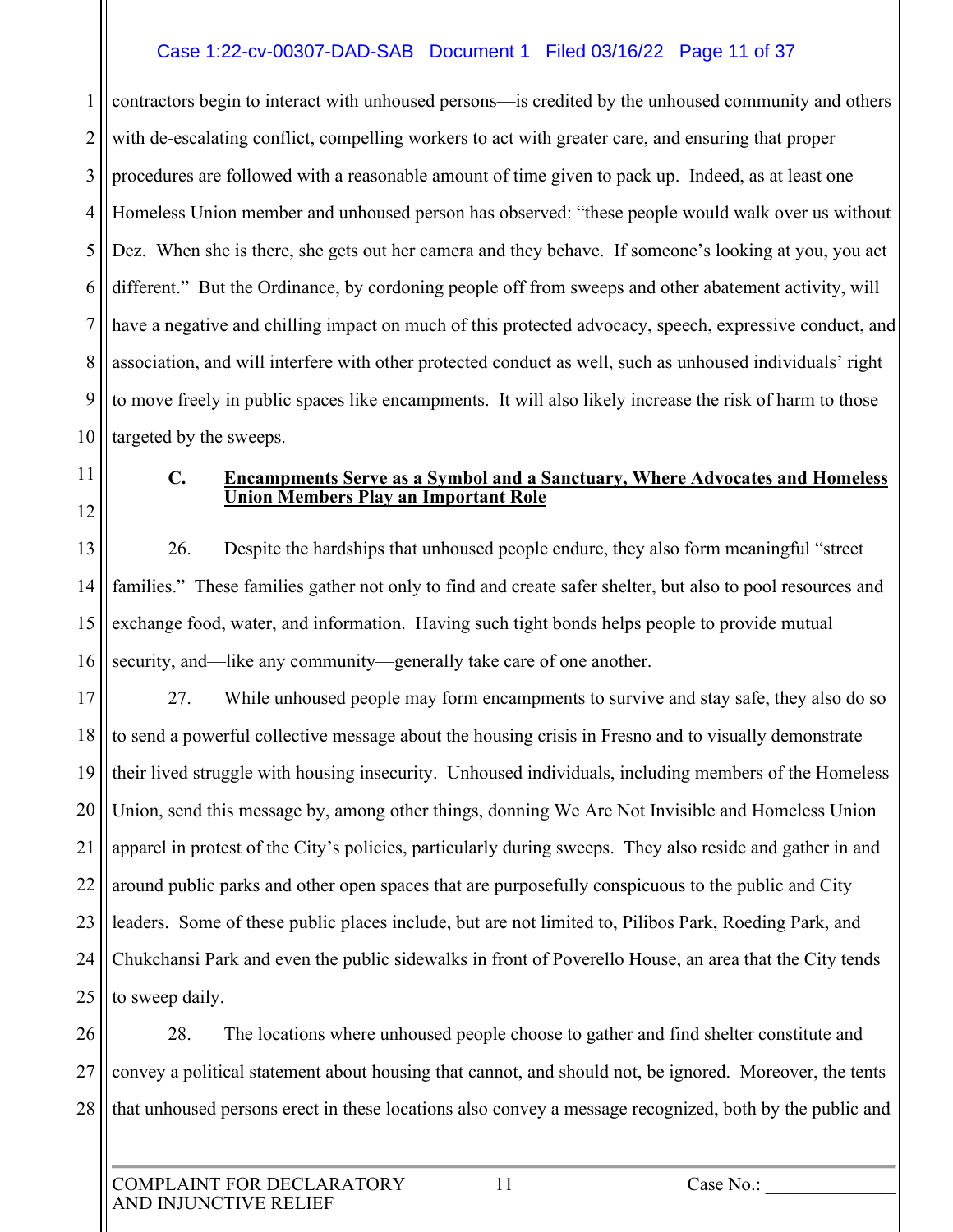contractors begin to interact with unhoused persons—is credited by the unhoused community and others with de-escalating conflict, compelling workers to act with greater care, and ensuring that proper procedures are followed with a reasonable amount of time given to pack up. Indeed, as at least one Homeless Union member and unhoused person has observed: "these people would walk over us without Dez. When she is there, she gets out her camera and they behave. If someone's looking at you, you act different." But the Ordinance, by cordoning people off from sweeps and other abatement activity, will have a negative and chilling impact on much of this protected advocacy, speech, expressive conduct, and association, and will interfere with other protected conduct as well, such as unhoused individuals' right to move freely in public spaces like encampments. It will also likely increase the risk of harm to those targeted by the sweeps.

### C. Encampments Serve as a Symbol and a Sanctuary, Where Advocates and Homeless Union Members Play an Important Role

26. Despite the hardships that unhoused people endure, they also form meaningful "street families." These families gather not only to find and create safer shelter, but also to pool resources and exchange food, water, and information. Having such tight bonds helps people to provide mutual security, and—like any community—generally take care of one another.

27. While unhoused people may form encampments to survive and stay safe, they also do so to send a powerful collective message about the housing crisis in Fresno and to visually demonstrate their lived struggle with housing insecurity. Unhoused individuals, including members of the Homeless Union, send this message by, among other things, donning We Are Not Invisible and Homeless Union apparel in protest of the City's policies, particularly during sweeps. They also reside and gather in and around public parks and other open spaces that are purposefully conspicuous to the public and City leaders. Some of these public places include, but are not limited to, Pilibos Park, Roeding Park, and Chukchansi Park and even the public sidewalks in front of Poverello House, an area that the City tends to sweep daily.

28. The locations where unhoused people choose to gather and find shelter constitute and convey a political statement about housing that cannot, and should not, be ignored. Moreover, the tents that unhoused persons erect in these locations also convey a message recognized, both by the public and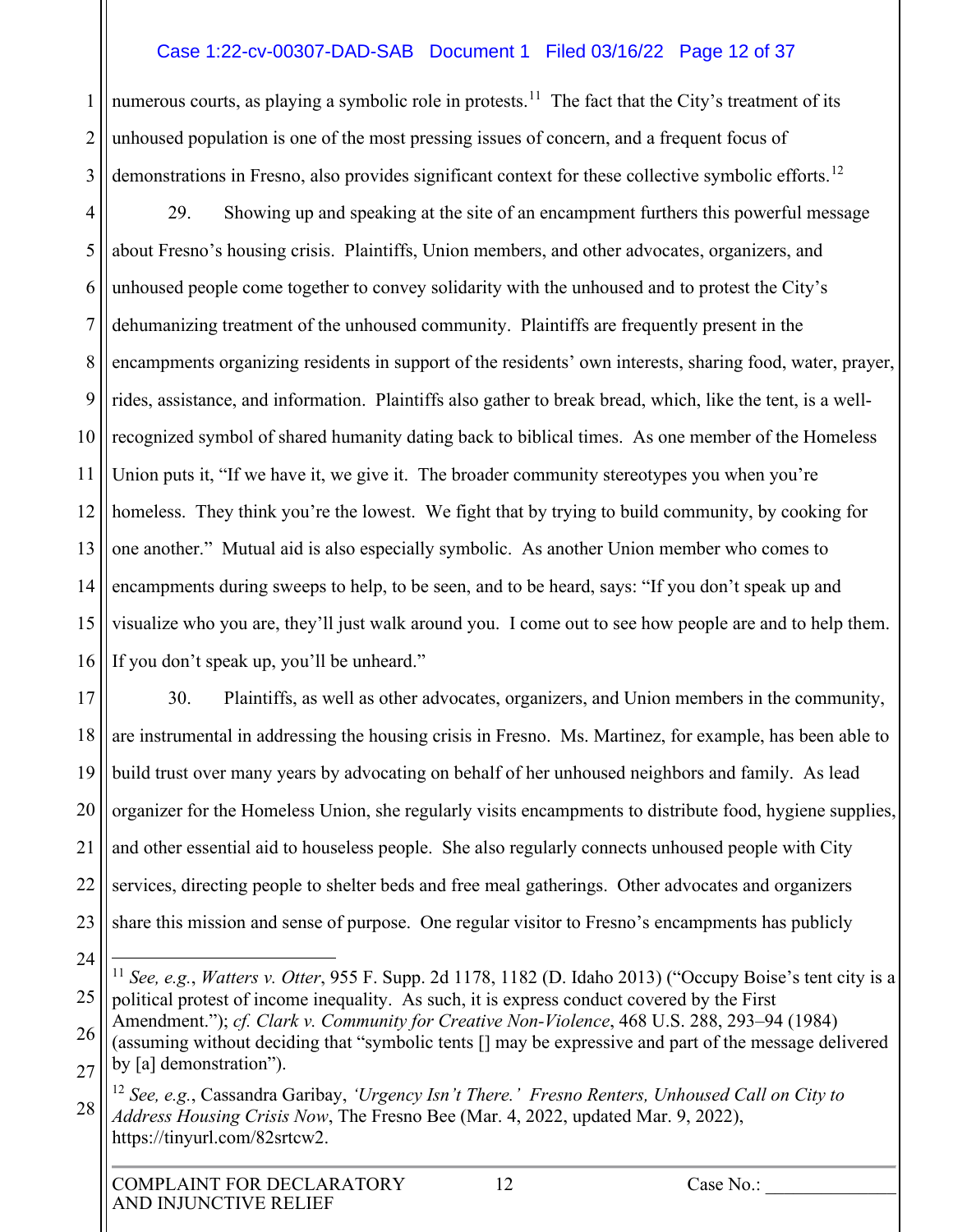numerous courts, as playing a symbolic role in protests.[11] The fact that the City's treatment of its unhoused population is one of the most pressing issues of concern, and a frequent focus of demonstrations in Fresno, also provides significant context for these collective symbolic efforts.[12]

29. Showing up and speaking at the site of an encampment furthers this powerful message about Fresno's housing crisis. Plaintiffs, Union members, and other advocates, organizers, and unhoused people come together to convey solidarity with the unhoused and to protest the City's dehumanizing treatment of the unhoused community. Plaintiffs are frequently present in the encampments organizing residents in support of the residents' own interests, sharing food, water, prayer, rides, assistance, and information. Plaintiffs also gather to break bread, which, like the tent, is a well-recognized symbol of shared humanity dating back to biblical times. As one member of the Homeless Union puts it, "If we have it, we give it. The broader community stereotypes you when you're homeless. They think you're the lowest. We fight that by trying to build community, by cooking for one another." Mutual aid is also especially symbolic. As another Union member who comes to encampments during sweeps to help, to be seen, and to be heard, says: "If you don't speak up and visualize who you are, they'll just walk around you. I come out to see how people are and to help them. If you don't speak up, you'll be unheard."

30. Plaintiffs, as well as other advocates, organizers, and Union members in the community, are instrumental in addressing the housing crisis in Fresno. Ms. Martinez, for example, has been able to build trust over many years by advocating on behalf of her unhoused neighbors and family. As lead organizer for the Homeless Union, she regularly visits encampments to distribute food, hygiene supplies, and other essential aid to houseless people. She also regularly connects unhoused people with City services, directing people to shelter beds and free meal gatherings. Other advocates and organizers share this mission and sense of purpose. One regular visitor to Fresno's encampments has publicly

---

[11] *See, e.g.*, *Watters v. Otter*, 955 F. Supp. 2d 1178, 1182 (D. Idaho 2013) ("Occupy Boise's tent city is a political protest of income inequality. As such, it is express conduct covered by the First Amendment."); *cf. Clark v. Community for Creative Non-Violence*, 468 U.S. 288, 293–94 (1984) (assuming without deciding that "symbolic tents [] may be expressive and part of the message delivered by [a] demonstration").

[12] *See, e.g.*, Cassandra Garibay, *'Urgency Isn't There.' Fresno Renters, Unhoused Call on City to Address Housing Crisis Now*, The Fresno Bee (Mar. 4, 2022, updated Mar. 9, 2022), https://tinyurl.com/82srtcw2.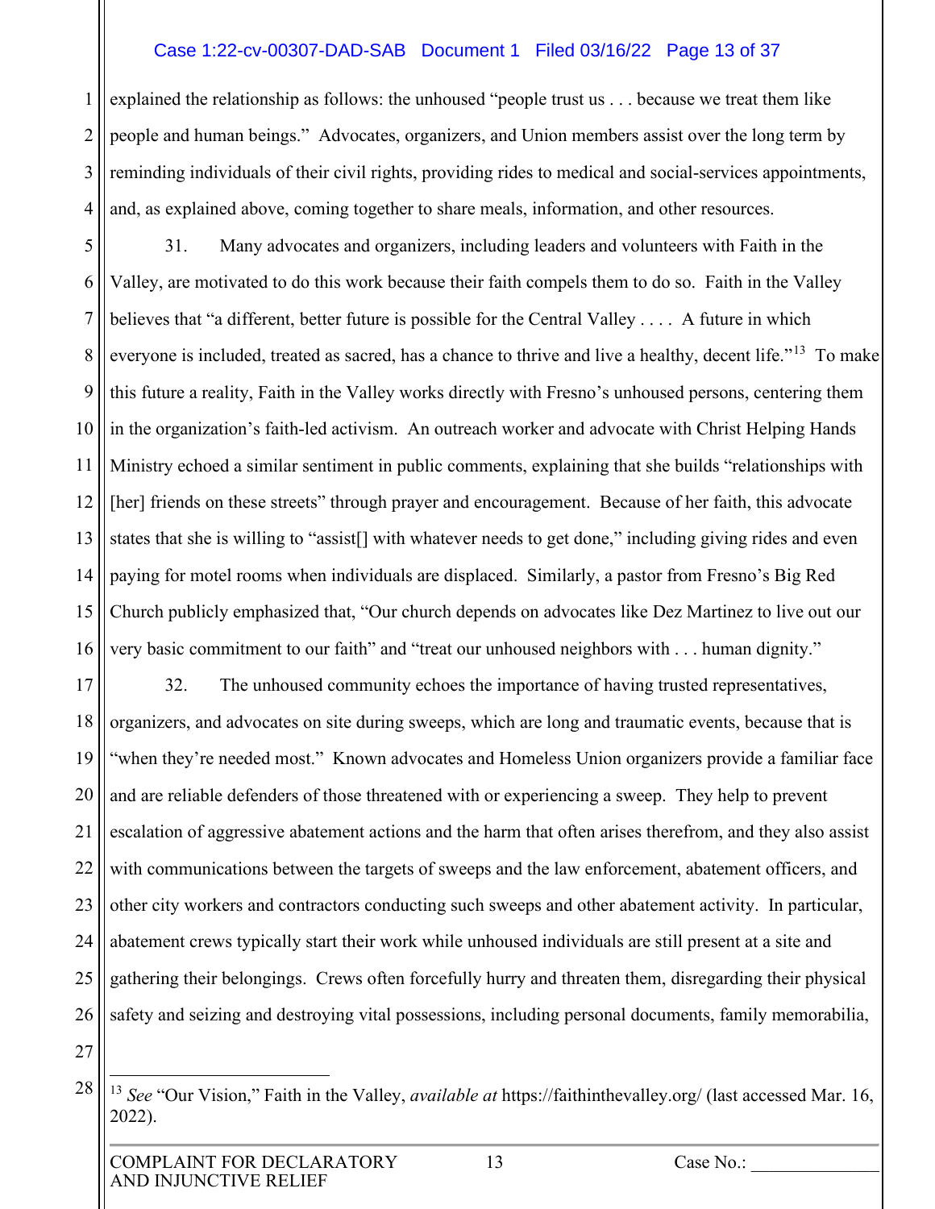explained the relationship as follows: the unhoused "people trust us . . . because we treat them like people and human beings." Advocates, organizers, and Union members assist over the long term by reminding individuals of their civil rights, providing rides to medical and social-services appointments, and, as explained above, coming together to share meals, information, and other resources.

31. Many advocates and organizers, including leaders and volunteers with Faith in the Valley, are motivated to do this work because their faith compels them to do so. Faith in the Valley believes that "a different, better future is possible for the Central Valley . . . . A future in which everyone is included, treated as sacred, has a chance to thrive and live a healthy, decent life."[13] To make this future a reality, Faith in the Valley works directly with Fresno's unhoused persons, centering them in the organization's faith-led activism. An outreach worker and advocate with Christ Helping Hands Ministry echoed a similar sentiment in public comments, explaining that she builds "relationships with [her] friends on these streets" through prayer and encouragement. Because of her faith, this advocate states that she is willing to "assist[] with whatever needs to get done," including giving rides and even paying for motel rooms when individuals are displaced. Similarly, a pastor from Fresno's Big Red Church publicly emphasized that, "Our church depends on advocates like Dez Martinez to live out our very basic commitment to our faith" and "treat our unhoused neighbors with . . . human dignity."

32. The unhoused community echoes the importance of having trusted representatives, organizers, and advocates on site during sweeps, which are long and traumatic events, because that is "when they're needed most." Known advocates and Homeless Union organizers provide a familiar face and are reliable defenders of those threatened with or experiencing a sweep. They help to prevent escalation of aggressive abatement actions and the harm that often arises therefrom, and they also assist with communications between the targets of sweeps and the law enforcement, abatement officers, and other city workers and contractors conducting such sweeps and other abatement activity. In particular, abatement crews typically start their work while unhoused individuals are still present at a site and gathering their belongings. Crews often forcefully hurry and threaten them, disregarding their physical safety and seizing and destroying vital possessions, including personal documents, family memorabilia,

---

[13] *See* "Our Vision," Faith in the Valley, *available at* https://faithinthevalley.org/ (last accessed Mar. 16, 2022).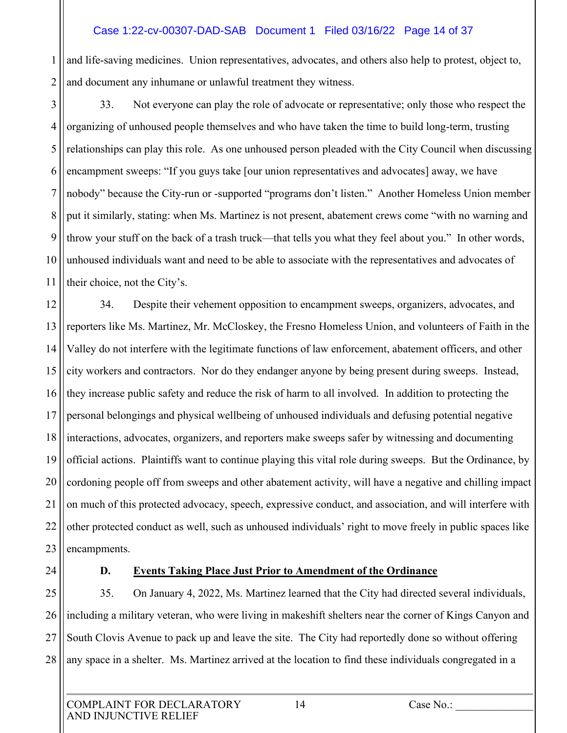and life-saving medicines. Union representatives, advocates, and others also help to protest, object to, and document any inhumane or unlawful treatment they witness.

33. Not everyone can play the role of advocate or representative; only those who respect the organizing of unhoused people themselves and who have taken the time to build long-term, trusting relationships can play this role. As one unhoused person pleaded with the City Council when discussing encampment sweeps: "If you guys take [our union representatives and advocates] away, we have nobody" because the City-run or -supported "programs don't listen." Another Homeless Union member put it similarly, stating: when Ms. Martinez is not present, abatement crews come "with no warning and throw your stuff on the back of a trash truck—that tells you what they feel about you." In other words, unhoused individuals want and need to be able to associate with the representatives and advocates of their choice, not the City's.

34. Despite their vehement opposition to encampment sweeps, organizers, advocates, and reporters like Ms. Martinez, Mr. McCloskey, the Fresno Homeless Union, and volunteers of Faith in the Valley do not interfere with the legitimate functions of law enforcement, abatement officers, and other city workers and contractors. Nor do they endanger anyone by being present during sweeps. Instead, they increase public safety and reduce the risk of harm to all involved. In addition to protecting the personal belongings and physical wellbeing of unhoused individuals and defusing potential negative interactions, advocates, organizers, and reporters make sweeps safer by witnessing and documenting official actions. Plaintiffs want to continue playing this vital role during sweeps. But the Ordinance, by cordoning people off from sweeps and other abatement activity, will have a negative and chilling impact on much of this protected advocacy, speech, expressive conduct, and association, and will interfere with other protected conduct as well, such as unhoused individuals' right to move freely in public spaces like encampments.

### D. Events Taking Place Just Prior to Amendment of the Ordinance

35. On January 4, 2022, Ms. Martinez learned that the City had directed several individuals, including a military veteran, who were living in makeshift shelters near the corner of Kings Canyon and South Clovis Avenue to pack up and leave the site. The City had reportedly done so without offering any space in a shelter. Ms. Martinez arrived at the location to find these individuals congregated in a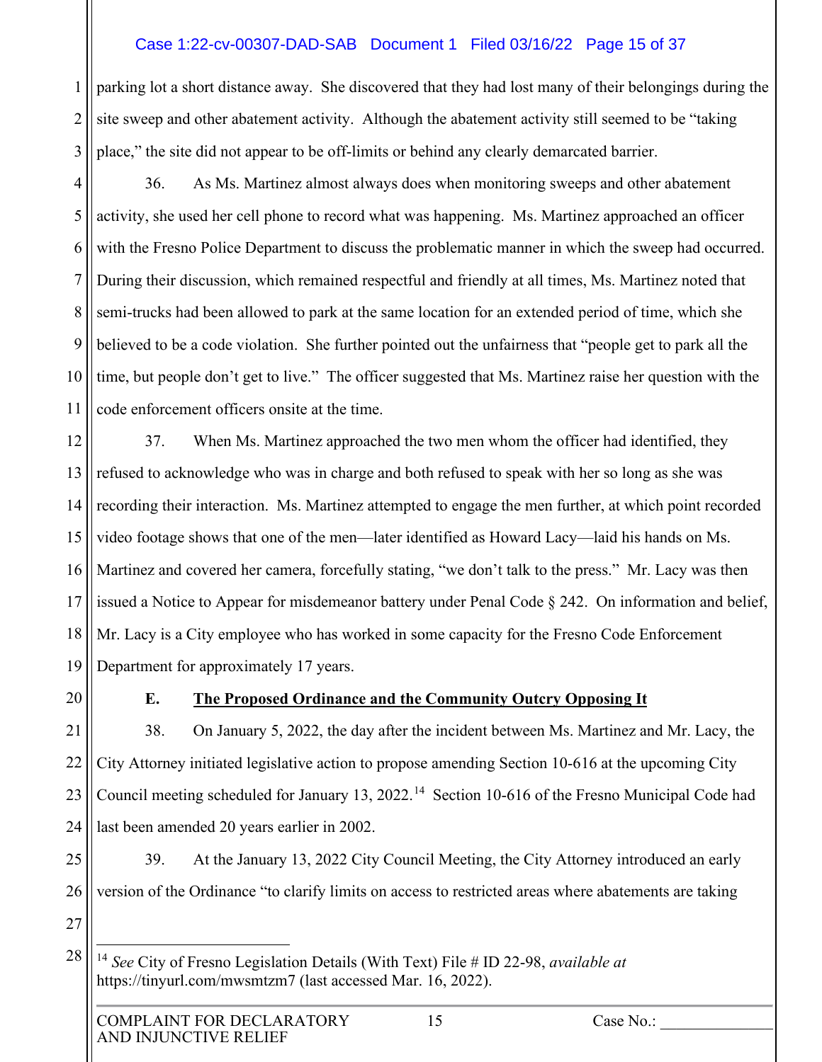parking lot a short distance away. She discovered that they had lost many of their belongings during the site sweep and other abatement activity. Although the abatement activity still seemed to be "taking place," the site did not appear to be off-limits or behind any clearly demarcated barrier.

36. As Ms. Martinez almost always does when monitoring sweeps and other abatement activity, she used her cell phone to record what was happening. Ms. Martinez approached an officer with the Fresno Police Department to discuss the problematic manner in which the sweep had occurred. During their discussion, which remained respectful and friendly at all times, Ms. Martinez noted that semi-trucks had been allowed to park at the same location for an extended period of time, which she believed to be a code violation. She further pointed out the unfairness that "people get to park all the time, but people don't get to live." The officer suggested that Ms. Martinez raise her question with the code enforcement officers onsite at the time.

37. When Ms. Martinez approached the two men whom the officer had identified, they refused to acknowledge who was in charge and both refused to speak with her so long as she was recording their interaction. Ms. Martinez attempted to engage the men further, at which point recorded video footage shows that one of the men—later identified as Howard Lacy—laid his hands on Ms. Martinez and covered her camera, forcefully stating, "we don't talk to the press." Mr. Lacy was then issued a Notice to Appear for misdemeanor battery under Penal Code § 242. On information and belief, Mr. Lacy is a City employee who has worked in some capacity for the Fresno Code Enforcement Department for approximately 17 years.

### E. The Proposed Ordinance and the Community Outcry Opposing It

38. On January 5, 2022, the day after the incident between Ms. Martinez and Mr. Lacy, the City Attorney initiated legislative action to propose amending Section 10-616 at the upcoming City Council meeting scheduled for January 13, 2022.[14] Section 10-616 of the Fresno Municipal Code had last been amended 20 years earlier in 2002.

39. At the January 13, 2022 City Council Meeting, the City Attorney introduced an early version of the Ordinance "to clarify limits on access to restricted areas where abatements are taking

---

[14] *See* City of Fresno Legislation Details (With Text) File # ID 22-98, *available at* https://tinyurl.com/mwsmtzm7 (last accessed Mar. 16, 2022).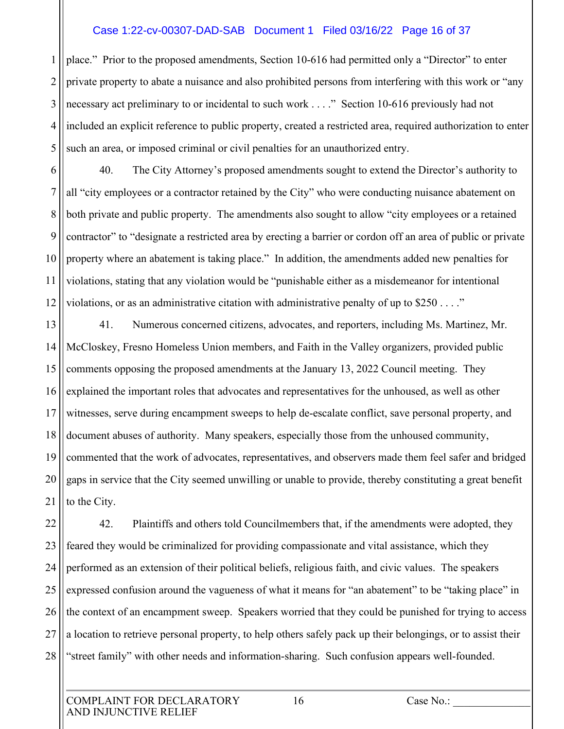place." Prior to the proposed amendments, Section 10-616 had permitted only a "Director" to enter private property to abate a nuisance and also prohibited persons from interfering with this work or "any necessary act preliminary to or incidental to such work . . . ." Section 10-616 previously had not included an explicit reference to public property, created a restricted area, required authorization to enter such an area, or imposed criminal or civil penalties for an unauthorized entry.

40. The City Attorney's proposed amendments sought to extend the Director's authority to all "city employees or a contractor retained by the City" who were conducting nuisance abatement on both private and public property. The amendments also sought to allow "city employees or a retained contractor" to "designate a restricted area by erecting a barrier or cordon off an area of public or private property where an abatement is taking place." In addition, the amendments added new penalties for violations, stating that any violation would be "punishable either as a misdemeanor for intentional violations, or as an administrative citation with administrative penalty of up to $250 . . . ."

41. Numerous concerned citizens, advocates, and reporters, including Ms. Martinez, Mr. McCloskey, Fresno Homeless Union members, and Faith in the Valley organizers, provided public comments opposing the proposed amendments at the January 13, 2022 Council meeting. They explained the important roles that advocates and representatives for the unhoused, as well as other witnesses, serve during encampment sweeps to help de-escalate conflict, save personal property, and document abuses of authority. Many speakers, especially those from the unhoused community, commented that the work of advocates, representatives, and observers made them feel safer and bridged gaps in service that the City seemed unwilling or unable to provide, thereby constituting a great benefit to the City.

42. Plaintiffs and others told Councilmembers that, if the amendments were adopted, they feared they would be criminalized for providing compassionate and vital assistance, which they performed as an extension of their political beliefs, religious faith, and civic values. The speakers expressed confusion around the vagueness of what it means for "an abatement" to be "taking place" in the context of an encampment sweep. Speakers worried that they could be punished for trying to access a location to retrieve personal property, to help others safely pack up their belongings, or to assist their "street family" with other needs and information-sharing. Such confusion appears well-founded.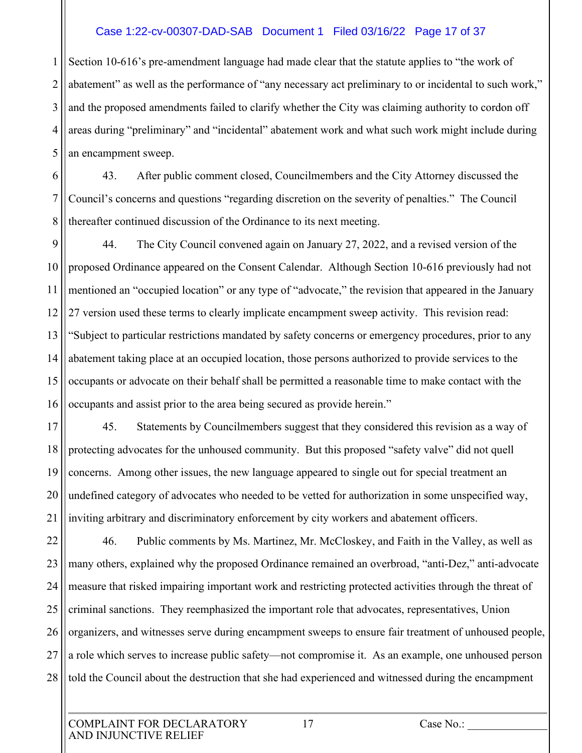Section 10-616's pre-amendment language had made clear that the statute applies to "the work of abatement" as well as the performance of "any necessary act preliminary to or incidental to such work," and the proposed amendments failed to clarify whether the City was claiming authority to cordon off areas during "preliminary" and "incidental" abatement work and what such work might include during an encampment sweep.

43. After public comment closed, Councilmembers and the City Attorney discussed the Council's concerns and questions "regarding discretion on the severity of penalties." The Council thereafter continued discussion of the Ordinance to its next meeting.

44. The City Council convened again on January 27, 2022, and a revised version of the proposed Ordinance appeared on the Consent Calendar. Although Section 10-616 previously had not mentioned an "occupied location" or any type of "advocate," the revision that appeared in the January 27 version used these terms to clearly implicate encampment sweep activity. This revision read: "Subject to particular restrictions mandated by safety concerns or emergency procedures, prior to any abatement taking place at an occupied location, those persons authorized to provide services to the occupants or advocate on their behalf shall be permitted a reasonable time to make contact with the occupants and assist prior to the area being secured as provide herein."

45. Statements by Councilmembers suggest that they considered this revision as a way of protecting advocates for the unhoused community. But this proposed "safety valve" did not quell concerns. Among other issues, the new language appeared to single out for special treatment an undefined category of advocates who needed to be vetted for authorization in some unspecified way, inviting arbitrary and discriminatory enforcement by city workers and abatement officers.

46. Public comments by Ms. Martinez, Mr. McCloskey, and Faith in the Valley, as well as many others, explained why the proposed Ordinance remained an overbroad, "anti-Dez," anti-advocate measure that risked impairing important work and restricting protected activities through the threat of criminal sanctions. They reemphasized the important role that advocates, representatives, Union organizers, and witnesses serve during encampment sweeps to ensure fair treatment of unhoused people, a role which serves to increase public safety—not compromise it. As an example, one unhoused person told the Council about the destruction that she had experienced and witnessed during the encampment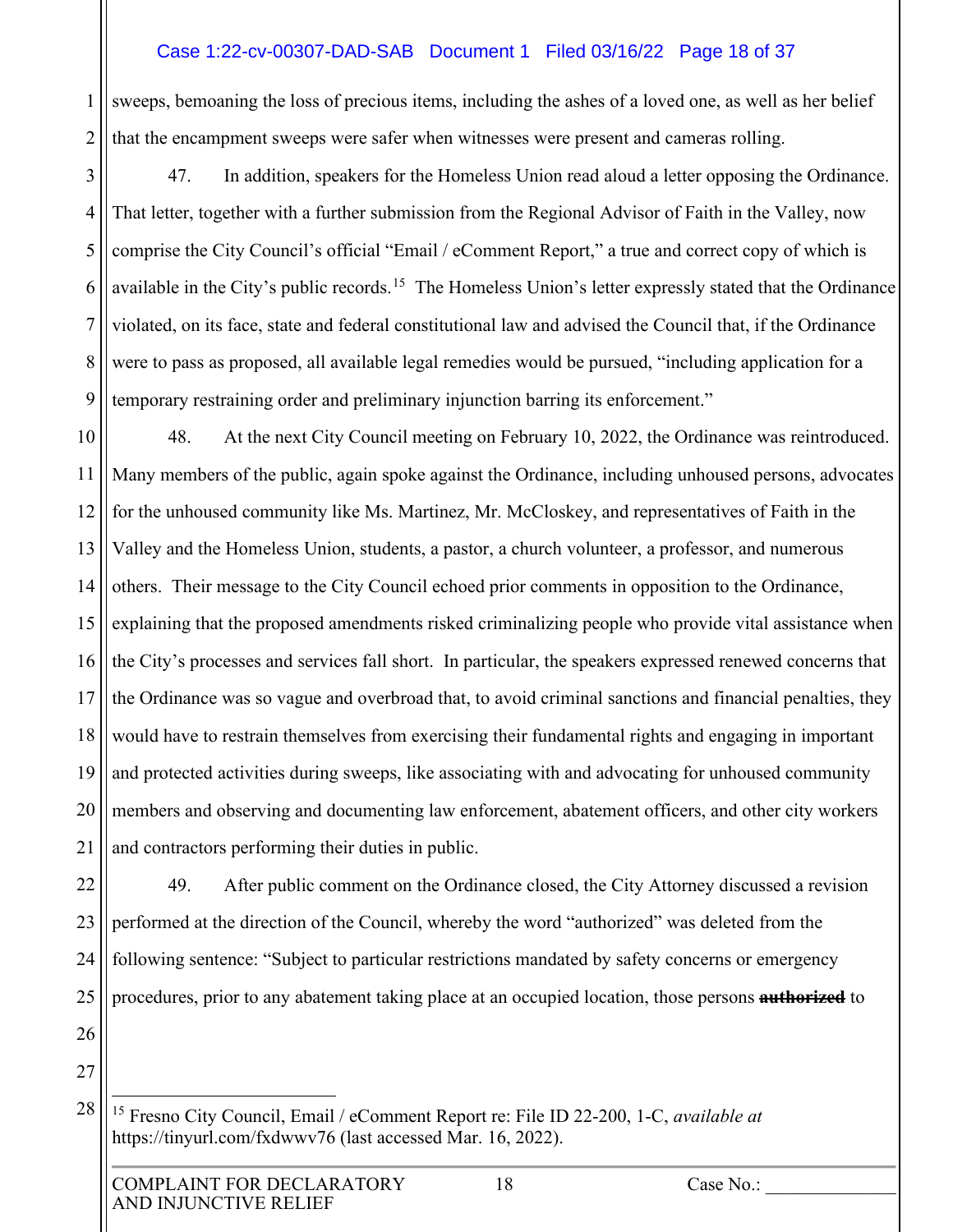sweeps, bemoaning the loss of precious items, including the ashes of a loved one, as well as her belief that the encampment sweeps were safer when witnesses were present and cameras rolling.

47. In addition, speakers for the Homeless Union read aloud a letter opposing the Ordinance. That letter, together with a further submission from the Regional Advisor of Faith in the Valley, now comprise the City Council's official "Email / eComment Report," a true and correct copy of which is available in the City's public records.[15] The Homeless Union's letter expressly stated that the Ordinance violated, on its face, state and federal constitutional law and advised the Council that, if the Ordinance were to pass as proposed, all available legal remedies would be pursued, "including application for a temporary restraining order and preliminary injunction barring its enforcement."

48. At the next City Council meeting on February 10, 2022, the Ordinance was reintroduced. Many members of the public, again spoke against the Ordinance, including unhoused persons, advocates for the unhoused community like Ms. Martinez, Mr. McCloskey, and representatives of Faith in the Valley and the Homeless Union, students, a pastor, a church volunteer, a professor, and numerous others. Their message to the City Council echoed prior comments in opposition to the Ordinance, explaining that the proposed amendments risked criminalizing people who provide vital assistance when the City's processes and services fall short. In particular, the speakers expressed renewed concerns that the Ordinance was so vague and overbroad that, to avoid criminal sanctions and financial penalties, they would have to restrain themselves from exercising their fundamental rights and engaging in important and protected activities during sweeps, like associating with and advocating for unhoused community members and observing and documenting law enforcement, abatement officers, and other city workers and contractors performing their duties in public.

49. After public comment on the Ordinance closed, the City Attorney discussed a revision performed at the direction of the Council, whereby the word "authorized" was deleted from the following sentence: "Subject to particular restrictions mandated by safety concerns or emergency procedures, prior to any abatement taking place at an occupied location, those persons ~~**authorized**~~ to

---

[15] Fresno City Council, Email / eComment Report re: File ID 22-200, 1-C, *available at* https://tinyurl.com/fxdwwv76 (last accessed Mar. 16, 2022).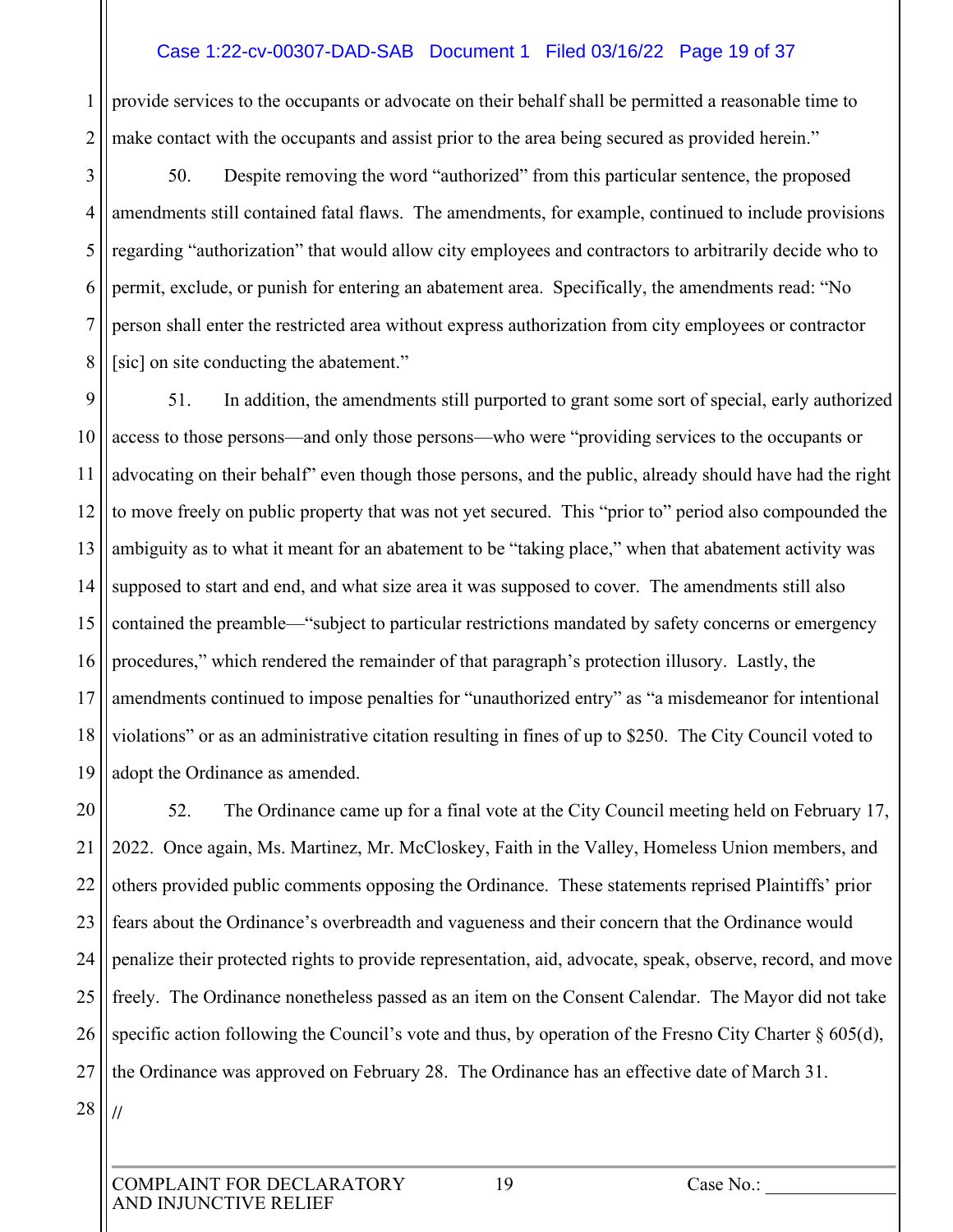provide services to the occupants or advocate on their behalf shall be permitted a reasonable time to make contact with the occupants and assist prior to the area being secured as provided herein."

50. Despite removing the word "authorized" from this particular sentence, the proposed amendments still contained fatal flaws. The amendments, for example, continued to include provisions regarding "authorization" that would allow city employees and contractors to arbitrarily decide who to permit, exclude, or punish for entering an abatement area. Specifically, the amendments read: "No person shall enter the restricted area without express authorization from city employees or contractor [sic] on site conducting the abatement."

51. In addition, the amendments still purported to grant some sort of special, early authorized access to those persons—and only those persons—who were "providing services to the occupants or advocating on their behalf" even though those persons, and the public, already should have had the right to move freely on public property that was not yet secured. This "prior to" period also compounded the ambiguity as to what it meant for an abatement to be "taking place," when that abatement activity was supposed to start and end, and what size area it was supposed to cover. The amendments still also contained the preamble—"subject to particular restrictions mandated by safety concerns or emergency procedures," which rendered the remainder of that paragraph's protection illusory. Lastly, the amendments continued to impose penalties for "unauthorized entry" as "a misdemeanor for intentional violations" or as an administrative citation resulting in fines of up to $250. The City Council voted to adopt the Ordinance as amended.

52. The Ordinance came up for a final vote at the City Council meeting held on February 17, 2022. Once again, Ms. Martinez, Mr. McCloskey, Faith in the Valley, Homeless Union members, and others provided public comments opposing the Ordinance. These statements reprised Plaintiffs' prior fears about the Ordinance's overbreadth and vagueness and their concern that the Ordinance would penalize their protected rights to provide representation, aid, advocate, speak, observe, record, and move freely. The Ordinance nonetheless passed as an item on the Consent Calendar. The Mayor did not take specific action following the Council's vote and thus, by operation of the Fresno City Charter § 605(d), the Ordinance was approved on February 28. The Ordinance has an effective date of March 31.

//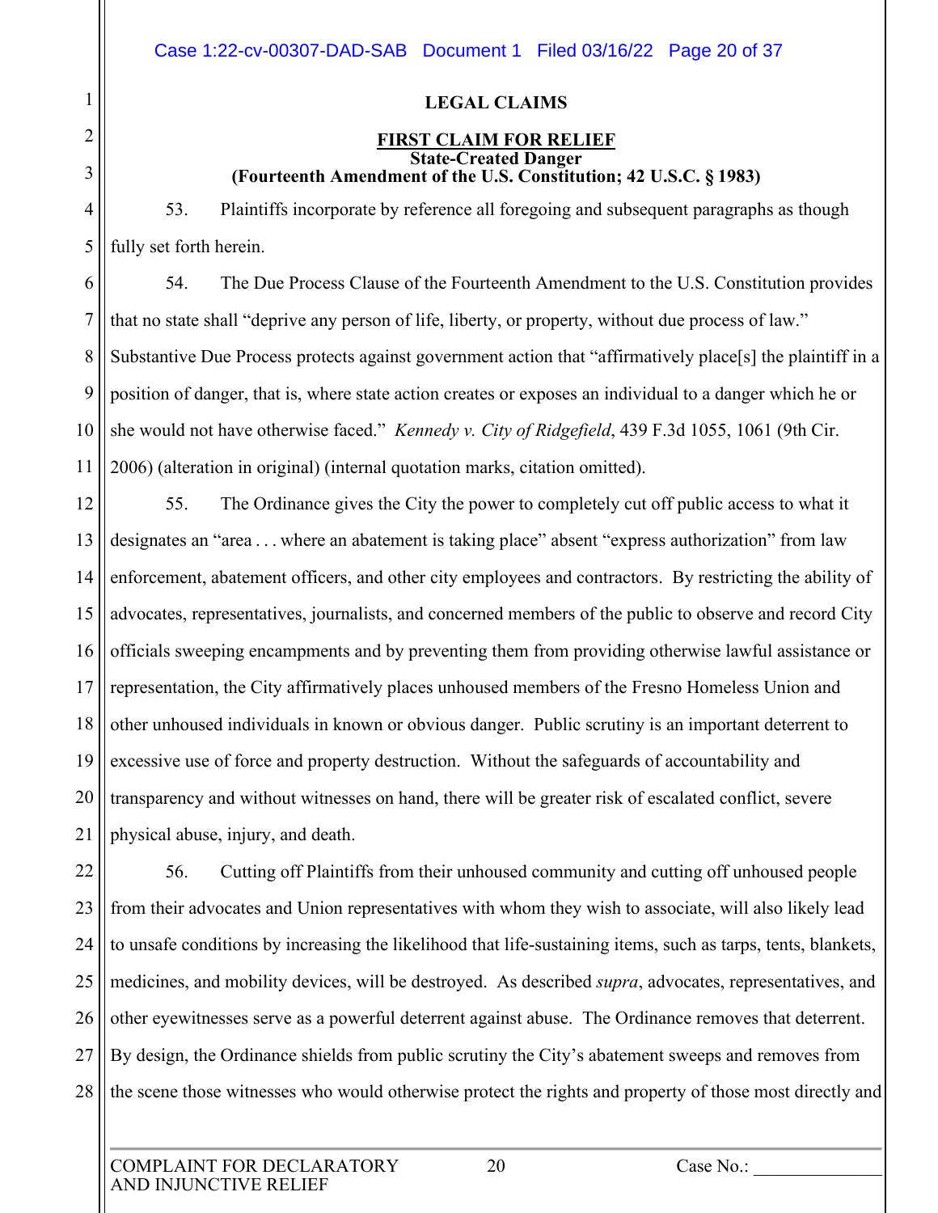## LEGAL CLAIMS

### FIRST CLAIM FOR RELIEF

**State-Created Danger**

**(Fourteenth Amendment of the U.S. Constitution; 42 U.S.C. § 1983)**

53. Plaintiffs incorporate by reference all foregoing and subsequent paragraphs as though fully set forth herein.

54. The Due Process Clause of the Fourteenth Amendment to the U.S. Constitution provides that no state shall "deprive any person of life, liberty, or property, without due process of law." Substantive Due Process protects against government action that "affirmatively place[s] the plaintiff in a position of danger, that is, where state action creates or exposes an individual to a danger which he or she would not have otherwise faced." *Kennedy v. City of Ridgefield*, 439 F.3d 1055, 1061 (9th Cir. 2006) (alteration in original) (internal quotation marks, citation omitted).

55. The Ordinance gives the City the power to completely cut off public access to what it designates an "area . . . where an abatement is taking place" absent "express authorization" from law enforcement, abatement officers, and other city employees and contractors. By restricting the ability of advocates, representatives, journalists, and concerned members of the public to observe and record City officials sweeping encampments and by preventing them from providing otherwise lawful assistance or representation, the City affirmatively places unhoused members of the Fresno Homeless Union and other unhoused individuals in known or obvious danger. Public scrutiny is an important deterrent to excessive use of force and property destruction. Without the safeguards of accountability and transparency and without witnesses on hand, there will be greater risk of escalated conflict, severe physical abuse, injury, and death.

56. Cutting off Plaintiffs from their unhoused community and cutting off unhoused people from their advocates and Union representatives with whom they wish to associate, will also likely lead to unsafe conditions by increasing the likelihood that life-sustaining items, such as tarps, tents, blankets, medicines, and mobility devices, will be destroyed. As described *supra*, advocates, representatives, and other eyewitnesses serve as a powerful deterrent against abuse. The Ordinance removes that deterrent. By design, the Ordinance shields from public scrutiny the City's abatement sweeps and removes from the scene those witnesses who would otherwise protect the rights and property of those most directly and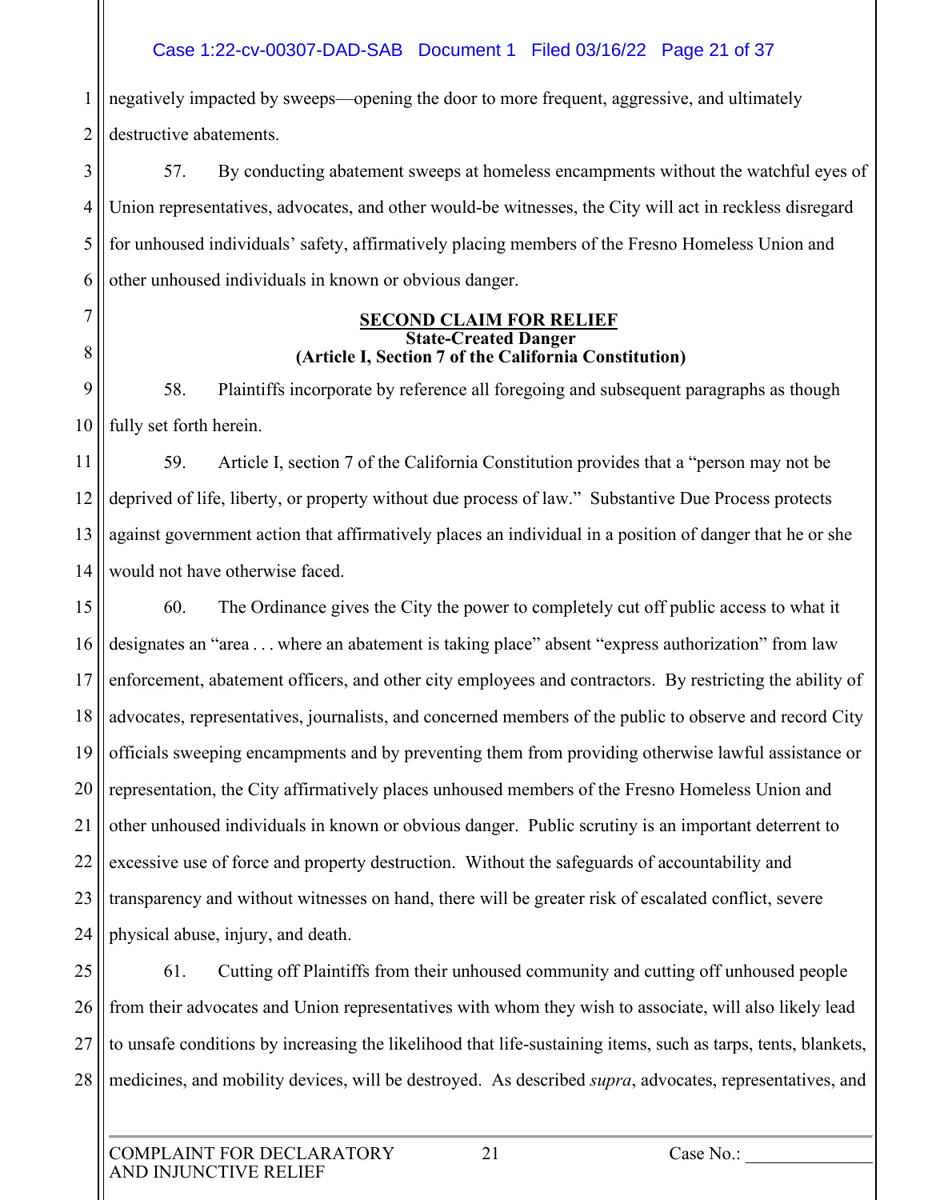negatively impacted by sweeps—opening the door to more frequent, aggressive, and ultimately destructive abatements.

57. By conducting abatement sweeps at homeless encampments without the watchful eyes of Union representatives, advocates, and other would-be witnesses, the City will act in reckless disregard for unhoused individuals' safety, affirmatively placing members of the Fresno Homeless Union and other unhoused individuals in known or obvious danger.

## SECOND CLAIM FOR RELIEF
### State-Created Danger
### (Article I, Section 7 of the California Constitution)

58. Plaintiffs incorporate by reference all foregoing and subsequent paragraphs as though fully set forth herein.

59. Article I, section 7 of the California Constitution provides that a "person may not be deprived of life, liberty, or property without due process of law." Substantive Due Process protects against government action that affirmatively places an individual in a position of danger that he or she would not have otherwise faced.

60. The Ordinance gives the City the power to completely cut off public access to what it designates an "area . . . where an abatement is taking place" absent "express authorization" from law enforcement, abatement officers, and other city employees and contractors. By restricting the ability of advocates, representatives, journalists, and concerned members of the public to observe and record City officials sweeping encampments and by preventing them from providing otherwise lawful assistance or representation, the City affirmatively places unhoused members of the Fresno Homeless Union and other unhoused individuals in known or obvious danger. Public scrutiny is an important deterrent to excessive use of force and property destruction. Without the safeguards of accountability and transparency and without witnesses on hand, there will be greater risk of escalated conflict, severe physical abuse, injury, and death.

61. Cutting off Plaintiffs from their unhoused community and cutting off unhoused people from their advocates and Union representatives with whom they wish to associate, will also likely lead to unsafe conditions by increasing the likelihood that life-sustaining items, such as tarps, tents, blankets, medicines, and mobility devices, will be destroyed. As described *supra*, advocates, representatives, and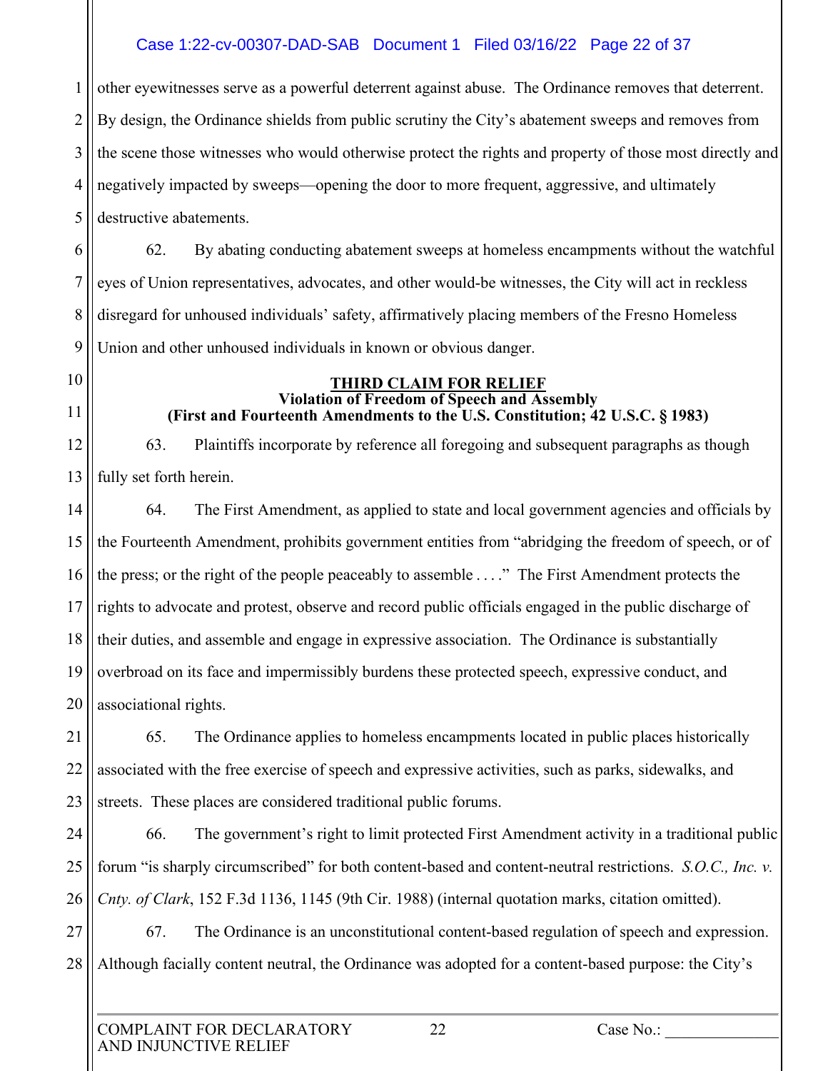other eyewitnesses serve as a powerful deterrent against abuse. The Ordinance removes that deterrent. By design, the Ordinance shields from public scrutiny the City's abatement sweeps and removes from the scene those witnesses who would otherwise protect the rights and property of those most directly and negatively impacted by sweeps—opening the door to more frequent, aggressive, and ultimately destructive abatements.

62. By abating conducting abatement sweeps at homeless encampments without the watchful eyes of Union representatives, advocates, and other would-be witnesses, the City will act in reckless disregard for unhoused individuals' safety, affirmatively placing members of the Fresno Homeless Union and other unhoused individuals in known or obvious danger.

## THIRD CLAIM FOR RELIEF

**Violation of Freedom of Speech and Assembly**

**(First and Fourteenth Amendments to the U.S. Constitution; 42 U.S.C. § 1983)**

63. Plaintiffs incorporate by reference all foregoing and subsequent paragraphs as though fully set forth herein.

64. The First Amendment, as applied to state and local government agencies and officials by the Fourteenth Amendment, prohibits government entities from "abridging the freedom of speech, or of the press; or the right of the people peaceably to assemble . . . ." The First Amendment protects the rights to advocate and protest, observe and record public officials engaged in the public discharge of their duties, and assemble and engage in expressive association. The Ordinance is substantially overbroad on its face and impermissibly burdens these protected speech, expressive conduct, and associational rights.

65. The Ordinance applies to homeless encampments located in public places historically associated with the free exercise of speech and expressive activities, such as parks, sidewalks, and streets. These places are considered traditional public forums.

66. The government's right to limit protected First Amendment activity in a traditional public forum "is sharply circumscribed" for both content-based and content-neutral restrictions. *S.O.C., Inc. v. Cnty. of Clark*, 152 F.3d 1136, 1145 (9th Cir. 1988) (internal quotation marks, citation omitted).

67. The Ordinance is an unconstitutional content-based regulation of speech and expression. Although facially content neutral, the Ordinance was adopted for a content-based purpose: the City's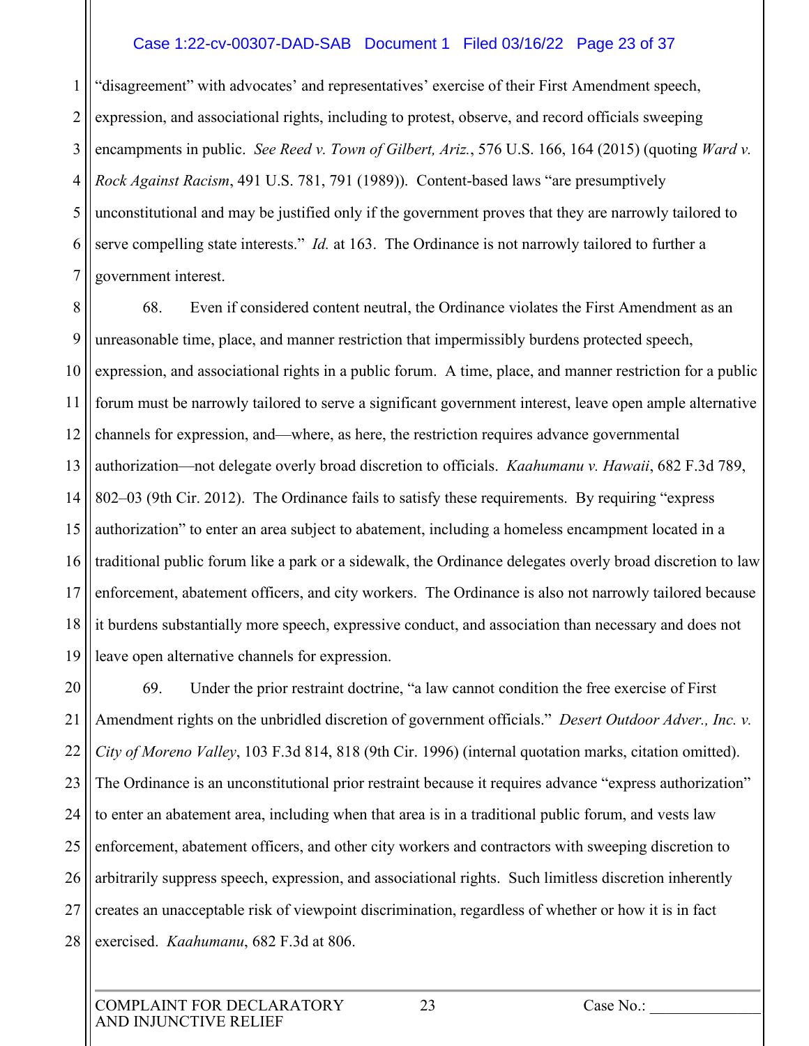"disagreement" with advocates' and representatives' exercise of their First Amendment speech, expression, and associational rights, including to protest, observe, and record officials sweeping encampments in public. *See Reed v. Town of Gilbert, Ariz.*, 576 U.S. 166, 164 (2015) (quoting *Ward v. Rock Against Racism*, 491 U.S. 781, 791 (1989)). Content-based laws "are presumptively unconstitutional and may be justified only if the government proves that they are narrowly tailored to serve compelling state interests." *Id.* at 163. The Ordinance is not narrowly tailored to further a government interest.

68. Even if considered content neutral, the Ordinance violates the First Amendment as an unreasonable time, place, and manner restriction that impermissibly burdens protected speech, expression, and associational rights in a public forum. A time, place, and manner restriction for a public forum must be narrowly tailored to serve a significant government interest, leave open ample alternative channels for expression, and—where, as here, the restriction requires advance governmental authorization—not delegate overly broad discretion to officials. *Kaahumanu v. Hawaii*, 682 F.3d 789, 802–03 (9th Cir. 2012). The Ordinance fails to satisfy these requirements. By requiring "express authorization" to enter an area subject to abatement, including a homeless encampment located in a traditional public forum like a park or a sidewalk, the Ordinance delegates overly broad discretion to law enforcement, abatement officers, and city workers. The Ordinance is also not narrowly tailored because it burdens substantially more speech, expressive conduct, and association than necessary and does not leave open alternative channels for expression.

69. Under the prior restraint doctrine, "a law cannot condition the free exercise of First Amendment rights on the unbridled discretion of government officials." *Desert Outdoor Adver., Inc. v. City of Moreno Valley*, 103 F.3d 814, 818 (9th Cir. 1996) (internal quotation marks, citation omitted). The Ordinance is an unconstitutional prior restraint because it requires advance "express authorization" to enter an abatement area, including when that area is in a traditional public forum, and vests law enforcement, abatement officers, and other city workers and contractors with sweeping discretion to arbitrarily suppress speech, expression, and associational rights. Such limitless discretion inherently creates an unacceptable risk of viewpoint discrimination, regardless of whether or how it is in fact exercised. *Kaahumanu*, 682 F.3d at 806.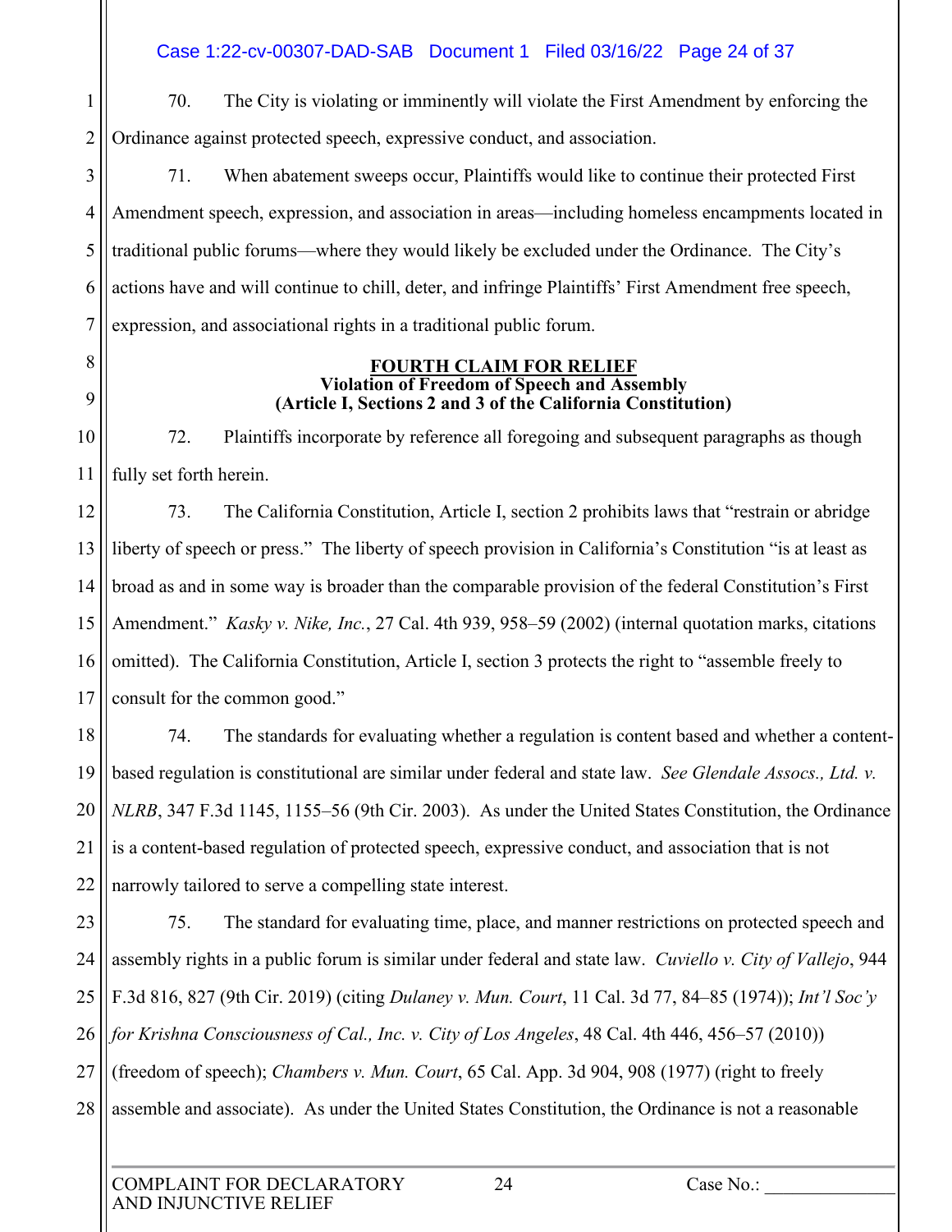70. The City is violating or imminently will violate the First Amendment by enforcing the Ordinance against protected speech, expressive conduct, and association.

71. When abatement sweeps occur, Plaintiffs would like to continue their protected First Amendment speech, expression, and association in areas—including homeless encampments located in traditional public forums—where they would likely be excluded under the Ordinance. The City's actions have and will continue to chill, deter, and infringe Plaintiffs' First Amendment free speech, expression, and associational rights in a traditional public forum.

**FOURTH CLAIM FOR RELIEF**
**Violation of Freedom of Speech and Assembly**
**(Article I, Sections 2 and 3 of the California Constitution)**

72. Plaintiffs incorporate by reference all foregoing and subsequent paragraphs as though fully set forth herein.

73. The California Constitution, Article I, section 2 prohibits laws that "restrain or abridge liberty of speech or press." The liberty of speech provision in California's Constitution "is at least as broad as and in some way is broader than the comparable provision of the federal Constitution's First Amendment." *Kasky v. Nike, Inc.*, 27 Cal. 4th 939, 958–59 (2002) (internal quotation marks, citations omitted). The California Constitution, Article I, section 3 protects the right to "assemble freely to consult for the common good."

74. The standards for evaluating whether a regulation is content based and whether a content-based regulation is constitutional are similar under federal and state law. *See Glendale Assocs., Ltd. v. NLRB*, 347 F.3d 1145, 1155–56 (9th Cir. 2003). As under the United States Constitution, the Ordinance is a content-based regulation of protected speech, expressive conduct, and association that is not narrowly tailored to serve a compelling state interest.

75. The standard for evaluating time, place, and manner restrictions on protected speech and assembly rights in a public forum is similar under federal and state law. *Cuviello v. City of Vallejo*, 944 F.3d 816, 827 (9th Cir. 2019) (citing *Dulaney v. Mun. Court*, 11 Cal. 3d 77, 84–85 (1974)); *Int'l Soc'y for Krishna Consciousness of Cal., Inc. v. City of Los Angeles*, 48 Cal. 4th 446, 456–57 (2010)) (freedom of speech); *Chambers v. Mun. Court*, 65 Cal. App. 3d 904, 908 (1977) (right to freely assemble and associate). As under the United States Constitution, the Ordinance is not a reasonable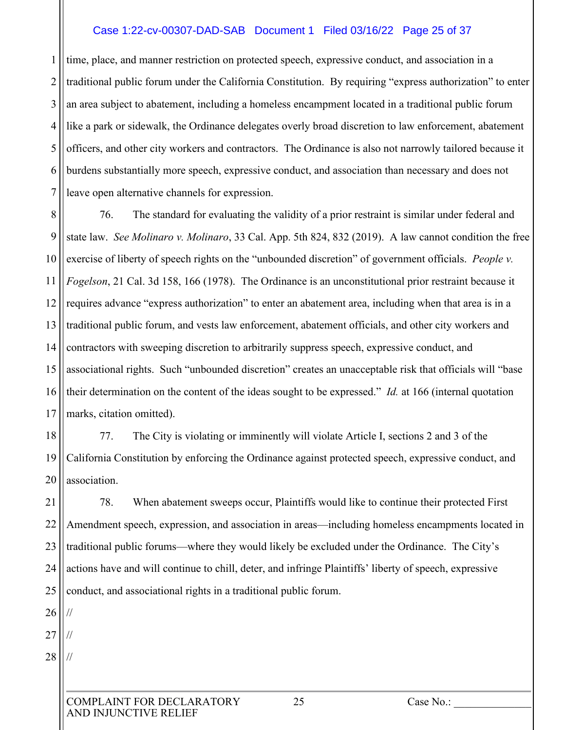time, place, and manner restriction on protected speech, expressive conduct, and association in a traditional public forum under the California Constitution. By requiring "express authorization" to enter an area subject to abatement, including a homeless encampment located in a traditional public forum like a park or sidewalk, the Ordinance delegates overly broad discretion to law enforcement, abatement officers, and other city workers and contractors. The Ordinance is also not narrowly tailored because it burdens substantially more speech, expressive conduct, and association than necessary and does not leave open alternative channels for expression.

76. The standard for evaluating the validity of a prior restraint is similar under federal and state law. *See Molinaro v. Molinaro*, 33 Cal. App. 5th 824, 832 (2019). A law cannot condition the free exercise of liberty of speech rights on the "unbounded discretion" of government officials. *People v. Fogelson*, 21 Cal. 3d 158, 166 (1978). The Ordinance is an unconstitutional prior restraint because it requires advance "express authorization" to enter an abatement area, including when that area is in a traditional public forum, and vests law enforcement, abatement officials, and other city workers and contractors with sweeping discretion to arbitrarily suppress speech, expressive conduct, and associational rights. Such "unbounded discretion" creates an unacceptable risk that officials will "base their determination on the content of the ideas sought to be expressed." *Id.* at 166 (internal quotation marks, citation omitted).

77. The City is violating or imminently will violate Article I, sections 2 and 3 of the California Constitution by enforcing the Ordinance against protected speech, expressive conduct, and association.

78. When abatement sweeps occur, Plaintiffs would like to continue their protected First Amendment speech, expression, and association in areas—including homeless encampments located in traditional public forums—where they would likely be excluded under the Ordinance. The City's actions have and will continue to chill, deter, and infringe Plaintiffs' liberty of speech, expressive conduct, and associational rights in a traditional public forum.

//

//

//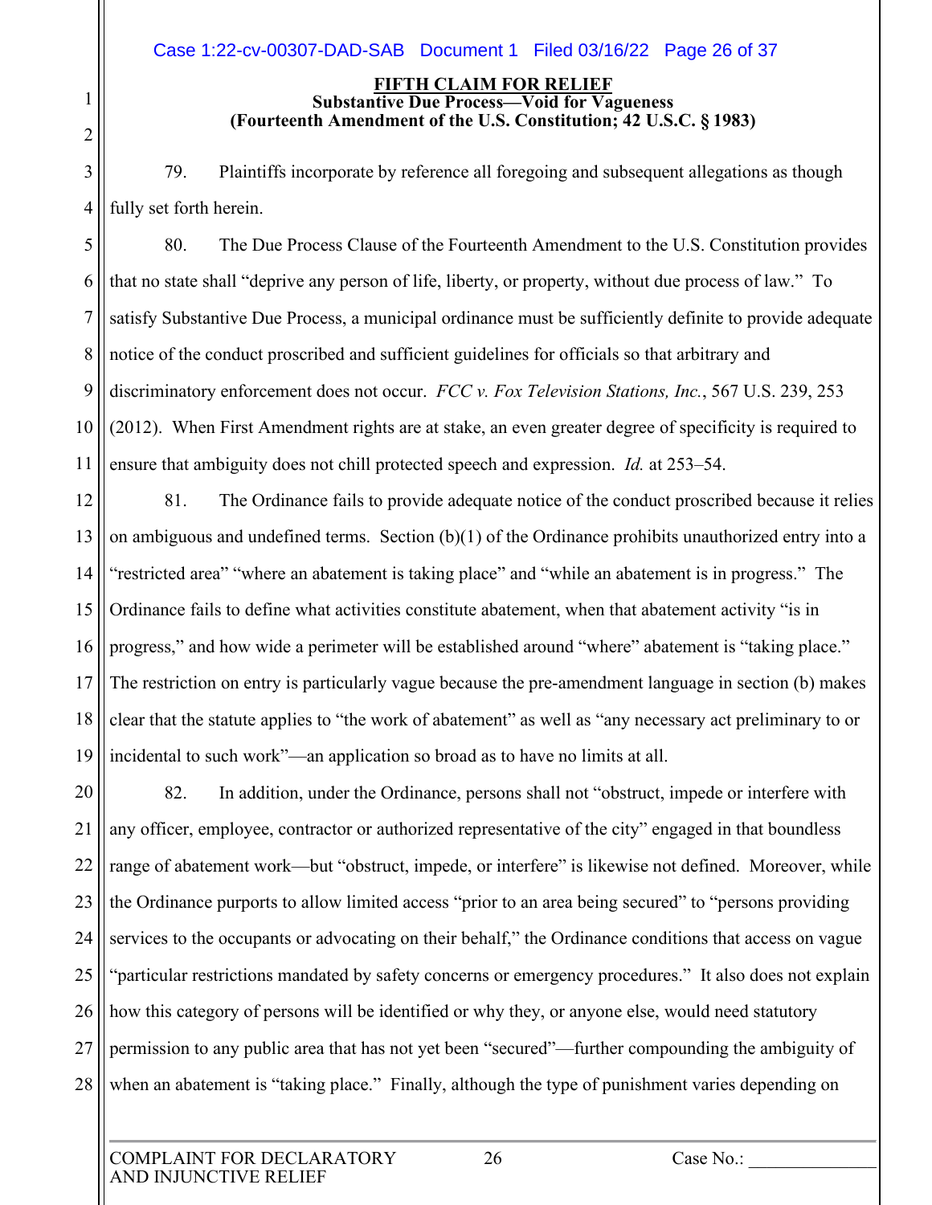**FIFTH CLAIM FOR RELIEF**
**Substantive Due Process—Void for Vagueness**
**(Fourteenth Amendment of the U.S. Constitution; 42 U.S.C. § 1983)**

79. Plaintiffs incorporate by reference all foregoing and subsequent allegations as though fully set forth herein.

80. The Due Process Clause of the Fourteenth Amendment to the U.S. Constitution provides that no state shall "deprive any person of life, liberty, or property, without due process of law." To satisfy Substantive Due Process, a municipal ordinance must be sufficiently definite to provide adequate notice of the conduct proscribed and sufficient guidelines for officials so that arbitrary and discriminatory enforcement does not occur. *FCC v. Fox Television Stations, Inc.*, 567 U.S. 239, 253 (2012). When First Amendment rights are at stake, an even greater degree of specificity is required to ensure that ambiguity does not chill protected speech and expression. *Id.* at 253–54.

81. The Ordinance fails to provide adequate notice of the conduct proscribed because it relies on ambiguous and undefined terms. Section (b)(1) of the Ordinance prohibits unauthorized entry into a "restricted area" "where an abatement is taking place" and "while an abatement is in progress." The Ordinance fails to define what activities constitute abatement, when that abatement activity "is in progress," and how wide a perimeter will be established around "where" abatement is "taking place." The restriction on entry is particularly vague because the pre-amendment language in section (b) makes clear that the statute applies to "the work of abatement" as well as "any necessary act preliminary to or incidental to such work"—an application so broad as to have no limits at all.

82. In addition, under the Ordinance, persons shall not "obstruct, impede or interfere with any officer, employee, contractor or authorized representative of the city" engaged in that boundless range of abatement work—but "obstruct, impede, or interfere" is likewise not defined. Moreover, while the Ordinance purports to allow limited access "prior to an area being secured" to "persons providing services to the occupants or advocating on their behalf," the Ordinance conditions that access on vague "particular restrictions mandated by safety concerns or emergency procedures." It also does not explain how this category of persons will be identified or why they, or anyone else, would need statutory permission to any public area that has not yet been "secured"—further compounding the ambiguity of when an abatement is "taking place." Finally, although the type of punishment varies depending on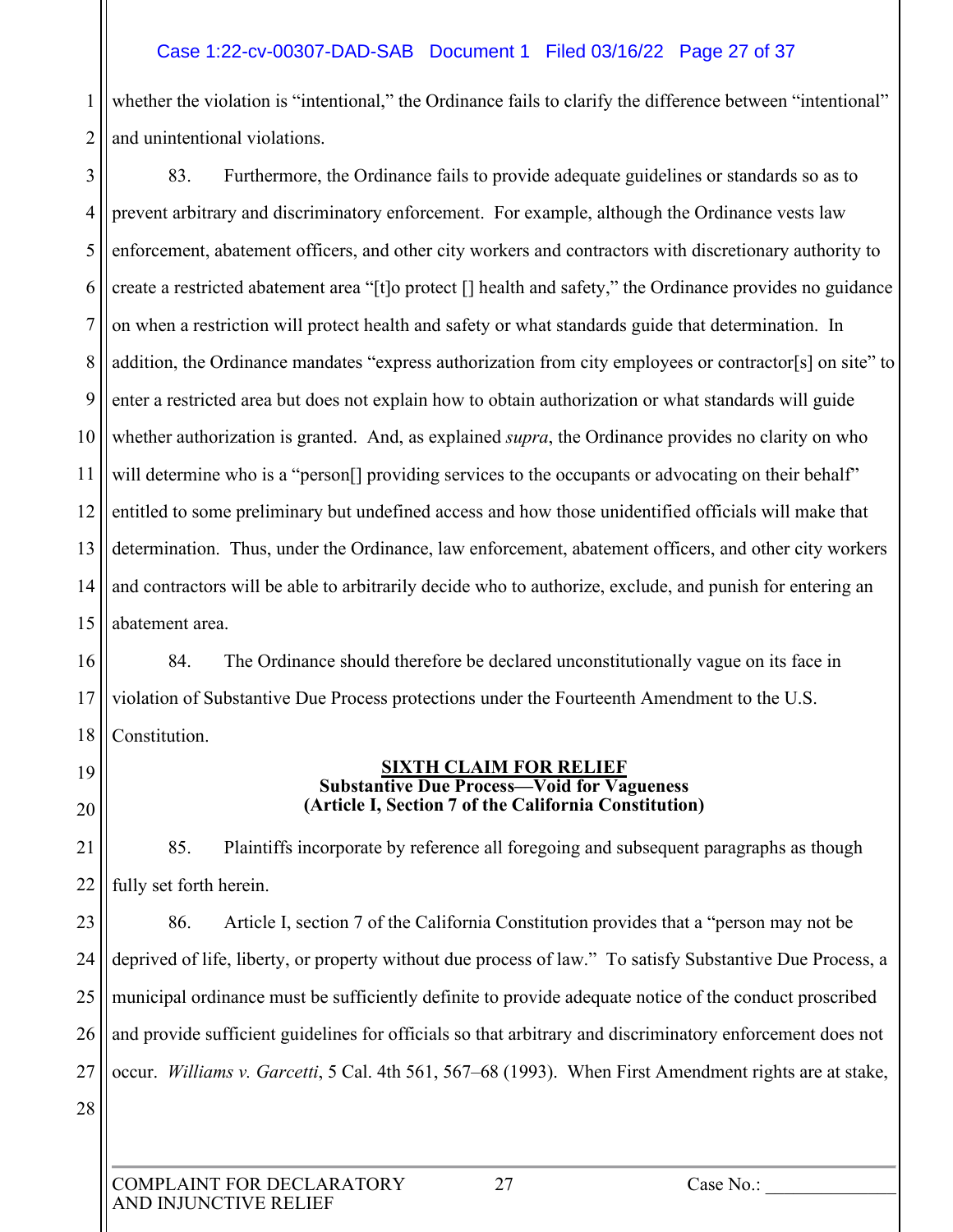whether the violation is "intentional," the Ordinance fails to clarify the difference between "intentional" and unintentional violations.

83. Furthermore, the Ordinance fails to provide adequate guidelines or standards so as to prevent arbitrary and discriminatory enforcement. For example, although the Ordinance vests law enforcement, abatement officers, and other city workers and contractors with discretionary authority to create a restricted abatement area "[t]o protect [] health and safety," the Ordinance provides no guidance on when a restriction will protect health and safety or what standards guide that determination. In addition, the Ordinance mandates "express authorization from city employees or contractor[s] on site" to enter a restricted area but does not explain how to obtain authorization or what standards will guide whether authorization is granted. And, as explained *supra*, the Ordinance provides no clarity on who will determine who is a "person[] providing services to the occupants or advocating on their behalf" entitled to some preliminary but undefined access and how those unidentified officials will make that determination. Thus, under the Ordinance, law enforcement, abatement officers, and other city workers and contractors will be able to arbitrarily decide who to authorize, exclude, and punish for entering an abatement area.

84. The Ordinance should therefore be declared unconstitutionally vague on its face in violation of Substantive Due Process protections under the Fourteenth Amendment to the U.S. Constitution.

## SIXTH CLAIM FOR RELIEF
**Substantive Due Process—Void for Vagueness**
**(Article I, Section 7 of the California Constitution)**

85. Plaintiffs incorporate by reference all foregoing and subsequent paragraphs as though fully set forth herein.

86. Article I, section 7 of the California Constitution provides that a "person may not be deprived of life, liberty, or property without due process of law." To satisfy Substantive Due Process, a municipal ordinance must be sufficiently definite to provide adequate notice of the conduct proscribed and provide sufficient guidelines for officials so that arbitrary and discriminatory enforcement does not occur. *Williams v. Garcetti*, 5 Cal. 4th 561, 567–68 (1993). When First Amendment rights are at stake,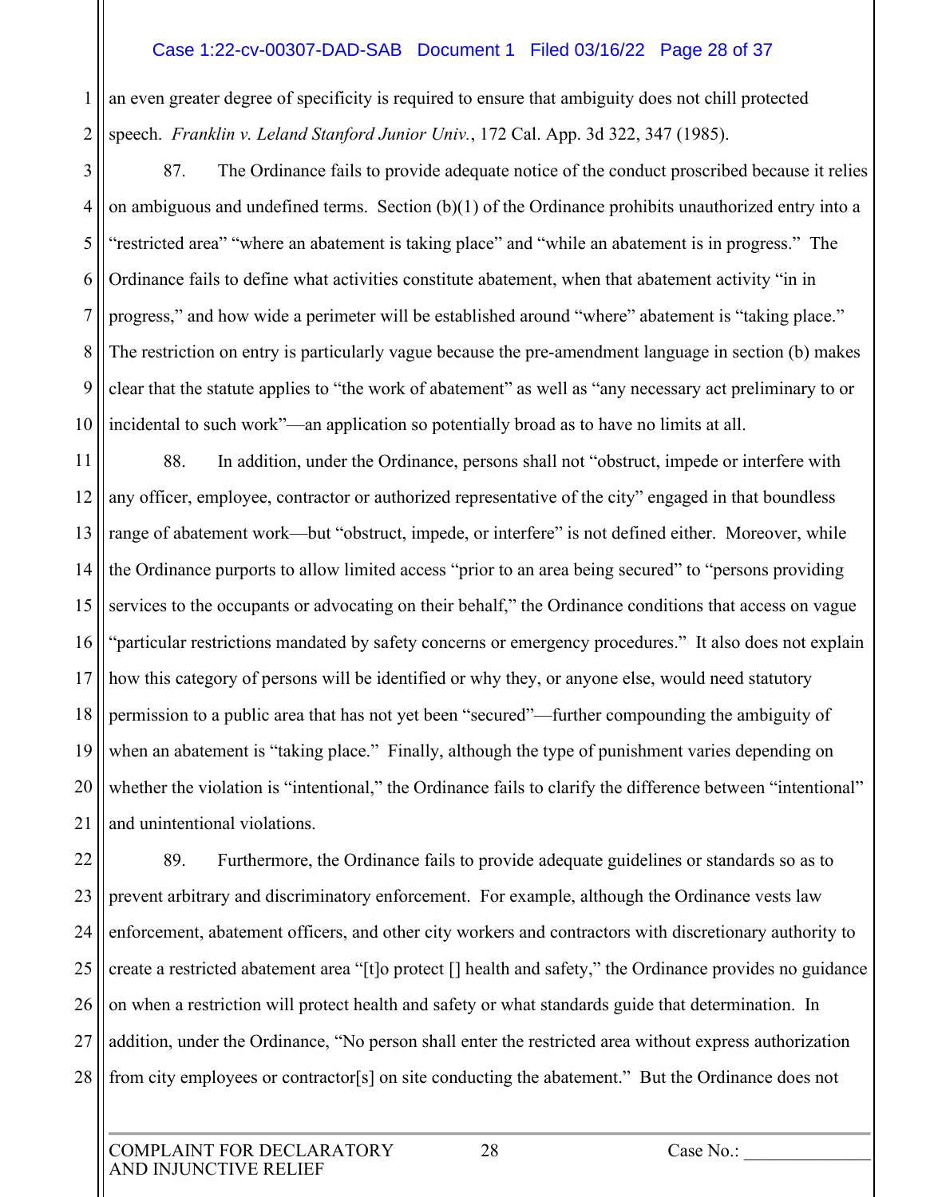an even greater degree of specificity is required to ensure that ambiguity does not chill protected speech. *Franklin v. Leland Stanford Junior Univ.*, 172 Cal. App. 3d 322, 347 (1985).

87. The Ordinance fails to provide adequate notice of the conduct proscribed because it relies on ambiguous and undefined terms. Section (b)(1) of the Ordinance prohibits unauthorized entry into a "restricted area" "where an abatement is taking place" and "while an abatement is in progress." The Ordinance fails to define what activities constitute abatement, when that abatement activity "in in progress," and how wide a perimeter will be established around "where" abatement is "taking place." The restriction on entry is particularly vague because the pre-amendment language in section (b) makes clear that the statute applies to "the work of abatement" as well as "any necessary act preliminary to or incidental to such work"—an application so potentially broad as to have no limits at all.

88. In addition, under the Ordinance, persons shall not "obstruct, impede or interfere with any officer, employee, contractor or authorized representative of the city" engaged in that boundless range of abatement work—but "obstruct, impede, or interfere" is not defined either. Moreover, while the Ordinance purports to allow limited access "prior to an area being secured" to "persons providing services to the occupants or advocating on their behalf," the Ordinance conditions that access on vague "particular restrictions mandated by safety concerns or emergency procedures." It also does not explain how this category of persons will be identified or why they, or anyone else, would need statutory permission to a public area that has not yet been "secured"—further compounding the ambiguity of when an abatement is "taking place." Finally, although the type of punishment varies depending on whether the violation is "intentional," the Ordinance fails to clarify the difference between "intentional" and unintentional violations.

89. Furthermore, the Ordinance fails to provide adequate guidelines or standards so as to prevent arbitrary and discriminatory enforcement. For example, although the Ordinance vests law enforcement, abatement officers, and other city workers and contractors with discretionary authority to create a restricted abatement area "[t]o protect [] health and safety," the Ordinance provides no guidance on when a restriction will protect health and safety or what standards guide that determination. In addition, under the Ordinance, "No person shall enter the restricted area without express authorization from city employees or contractor[s] on site conducting the abatement." But the Ordinance does not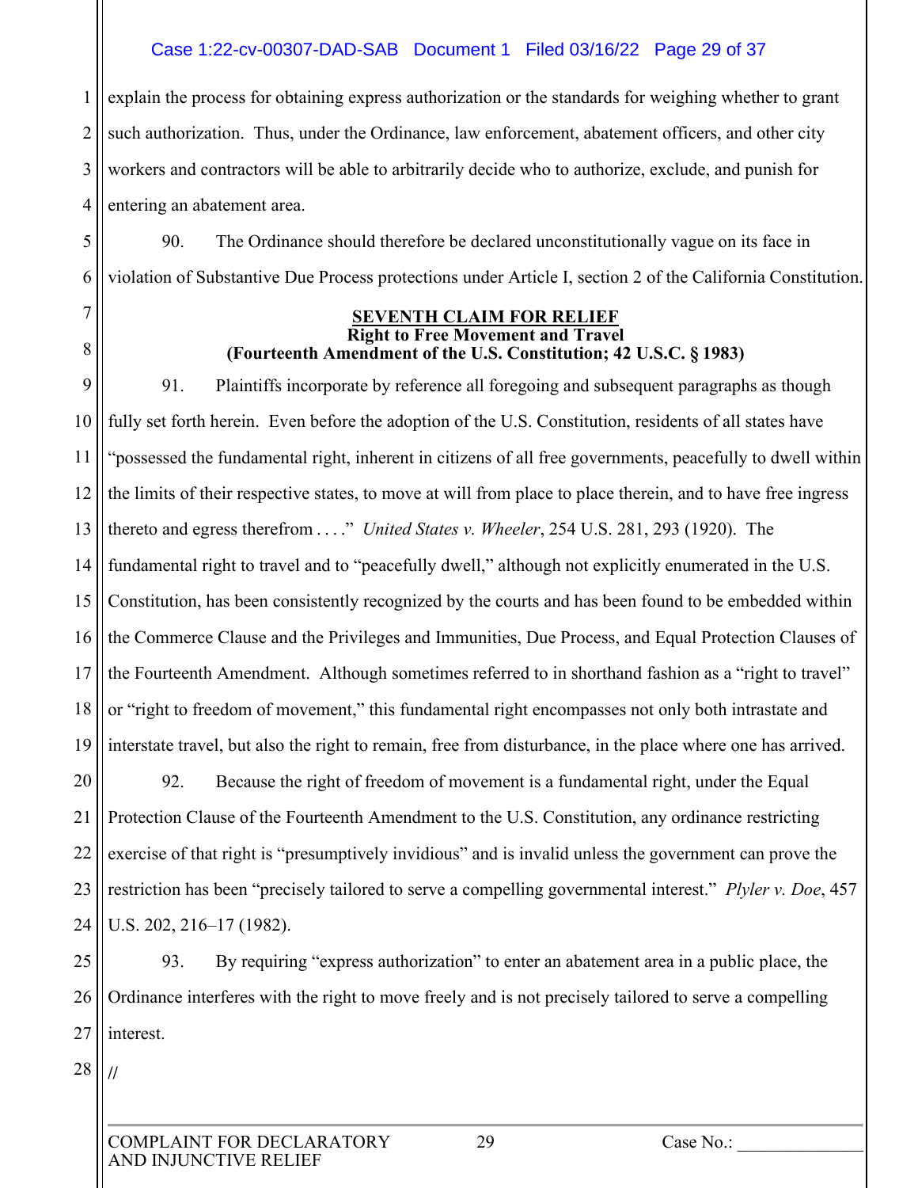explain the process for obtaining express authorization or the standards for weighing whether to grant such authorization. Thus, under the Ordinance, law enforcement, abatement officers, and other city workers and contractors will be able to arbitrarily decide who to authorize, exclude, and punish for entering an abatement area.

90. The Ordinance should therefore be declared unconstitutionally vague on its face in violation of Substantive Due Process protections under Article I, section 2 of the California Constitution.

**SEVENTH CLAIM FOR RELIEF**
**Right to Free Movement and Travel**
**(Fourteenth Amendment of the U.S. Constitution; 42 U.S.C. § 1983)**

91. Plaintiffs incorporate by reference all foregoing and subsequent paragraphs as though fully set forth herein. Even before the adoption of the U.S. Constitution, residents of all states have "possessed the fundamental right, inherent in citizens of all free governments, peacefully to dwell within the limits of their respective states, to move at will from place to place therein, and to have free ingress thereto and egress therefrom . . . ." *United States v. Wheeler*, 254 U.S. 281, 293 (1920). The fundamental right to travel and to "peacefully dwell," although not explicitly enumerated in the U.S. Constitution, has been consistently recognized by the courts and has been found to be embedded within the Commerce Clause and the Privileges and Immunities, Due Process, and Equal Protection Clauses of the Fourteenth Amendment. Although sometimes referred to in shorthand fashion as a "right to travel" or "right to freedom of movement," this fundamental right encompasses not only both intrastate and interstate travel, but also the right to remain, free from disturbance, in the place where one has arrived.

92. Because the right of freedom of movement is a fundamental right, under the Equal Protection Clause of the Fourteenth Amendment to the U.S. Constitution, any ordinance restricting exercise of that right is "presumptively invidious" and is invalid unless the government can prove the restriction has been "precisely tailored to serve a compelling governmental interest." *Plyler v. Doe*, 457 U.S. 202, 216–17 (1982).

93. By requiring "express authorization" to enter an abatement area in a public place, the Ordinance interferes with the right to move freely and is not precisely tailored to serve a compelling interest.

//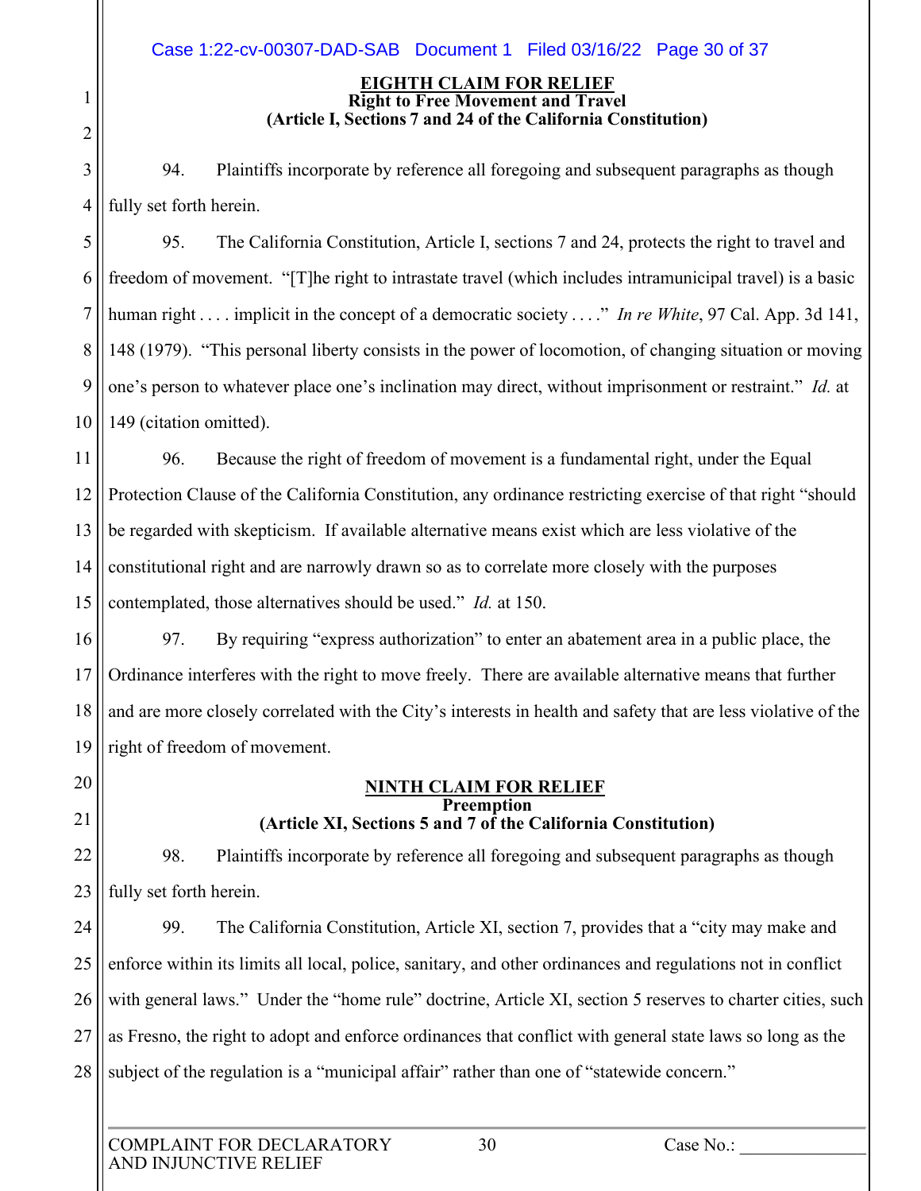**EIGHTH CLAIM FOR RELIEF**
**Right to Free Movement and Travel**
**(Article I, Sections 7 and 24 of the California Constitution)**

94. Plaintiffs incorporate by reference all foregoing and subsequent paragraphs as though fully set forth herein.

95. The California Constitution, Article I, sections 7 and 24, protects the right to travel and freedom of movement. "[T]he right to intrastate travel (which includes intramunicipal travel) is a basic human right . . . . implicit in the concept of a democratic society . . . ." *In re White*, 97 Cal. App. 3d 141, 148 (1979). "This personal liberty consists in the power of locomotion, of changing situation or moving one's person to whatever place one's inclination may direct, without imprisonment or restraint." *Id.* at 149 (citation omitted).

96. Because the right of freedom of movement is a fundamental right, under the Equal Protection Clause of the California Constitution, any ordinance restricting exercise of that right "should be regarded with skepticism. If available alternative means exist which are less violative of the constitutional right and are narrowly drawn so as to correlate more closely with the purposes contemplated, those alternatives should be used." *Id.* at 150.

97. By requiring "express authorization" to enter an abatement area in a public place, the Ordinance interferes with the right to move freely. There are available alternative means that further and are more closely correlated with the City's interests in health and safety that are less violative of the right of freedom of movement.

**NINTH CLAIM FOR RELIEF**
**Preemption**
**(Article XI, Sections 5 and 7 of the California Constitution)**

98. Plaintiffs incorporate by reference all foregoing and subsequent paragraphs as though fully set forth herein.

99. The California Constitution, Article XI, section 7, provides that a "city may make and enforce within its limits all local, police, sanitary, and other ordinances and regulations not in conflict with general laws." Under the "home rule" doctrine, Article XI, section 5 reserves to charter cities, such as Fresno, the right to adopt and enforce ordinances that conflict with general state laws so long as the subject of the regulation is a "municipal affair" rather than one of "statewide concern."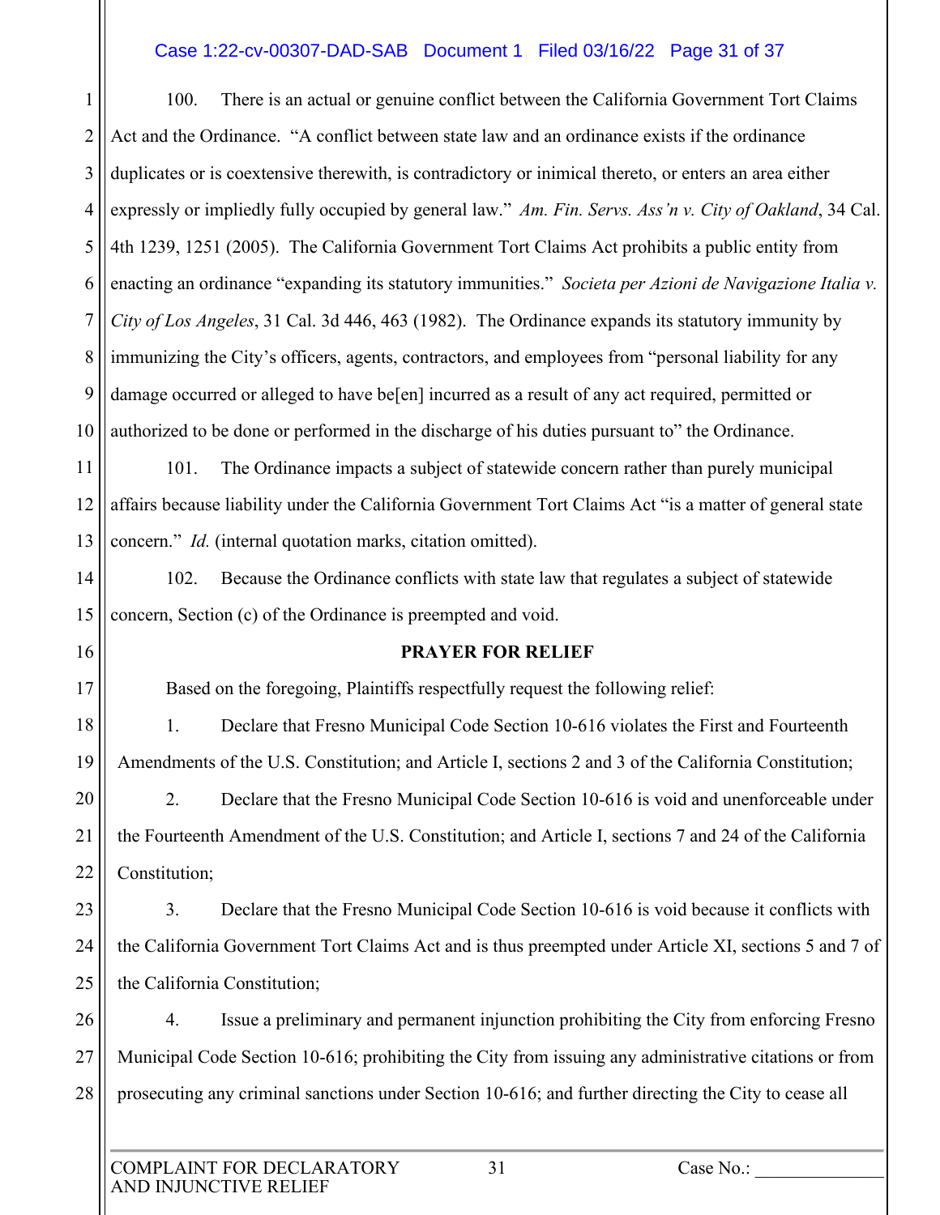100. There is an actual or genuine conflict between the California Government Tort Claims Act and the Ordinance. "A conflict between state law and an ordinance exists if the ordinance duplicates or is coextensive therewith, is contradictory or inimical thereto, or enters an area either expressly or impliedly fully occupied by general law." *Am. Fin. Servs. Ass'n v. City of Oakland*, 34 Cal. 4th 1239, 1251 (2005). The California Government Tort Claims Act prohibits a public entity from enacting an ordinance "expanding its statutory immunities." *Societa per Azioni de Navigazione Italia v. City of Los Angeles*, 31 Cal. 3d 446, 463 (1982). The Ordinance expands its statutory immunity by immunizing the City's officers, agents, contractors, and employees from "personal liability for any damage occurred or alleged to have be[en] incurred as a result of any act required, permitted or authorized to be done or performed in the discharge of his duties pursuant to" the Ordinance.

101. The Ordinance impacts a subject of statewide concern rather than purely municipal affairs because liability under the California Government Tort Claims Act "is a matter of general state concern." *Id.* (internal quotation marks, citation omitted).

102. Because the Ordinance conflicts with state law that regulates a subject of statewide concern, Section (c) of the Ordinance is preempted and void.

**PRAYER FOR RELIEF**

Based on the foregoing, Plaintiffs respectfully request the following relief:

1. Declare that Fresno Municipal Code Section 10-616 violates the First and Fourteenth Amendments of the U.S. Constitution; and Article I, sections 2 and 3 of the California Constitution;

2. Declare that the Fresno Municipal Code Section 10-616 is void and unenforceable under the Fourteenth Amendment of the U.S. Constitution; and Article I, sections 7 and 24 of the California Constitution;

3. Declare that the Fresno Municipal Code Section 10-616 is void because it conflicts with the California Government Tort Claims Act and is thus preempted under Article XI, sections 5 and 7 of the California Constitution;

4. Issue a preliminary and permanent injunction prohibiting the City from enforcing Fresno Municipal Code Section 10-616; prohibiting the City from issuing any administrative citations or from prosecuting any criminal sanctions under Section 10-616; and further directing the City to cease all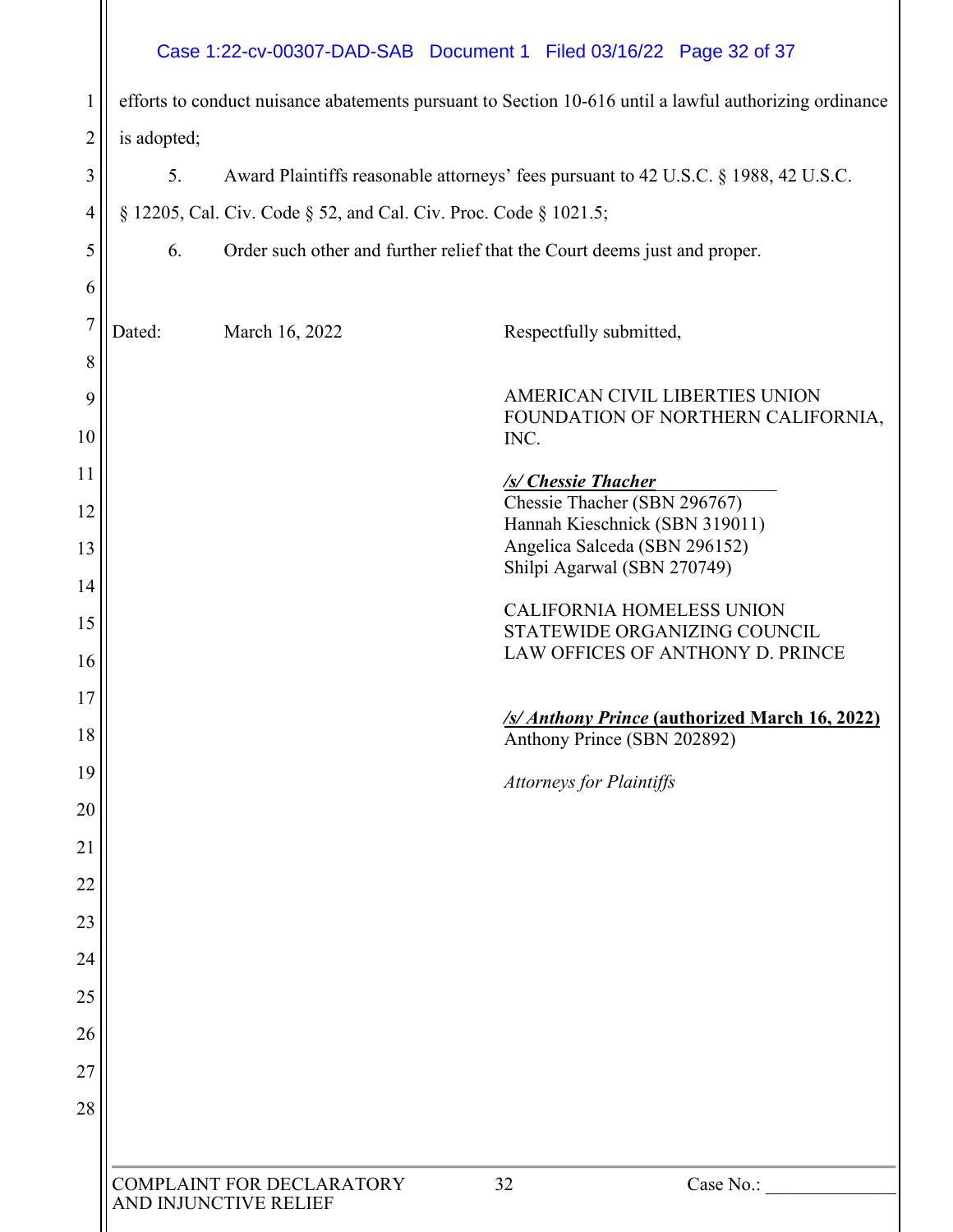efforts to conduct nuisance abatements pursuant to Section 10-616 until a lawful authorizing ordinance is adopted;

5. Award Plaintiffs reasonable attorneys' fees pursuant to 42 U.S.C. § 1988, 42 U.S.C. § 12205, Cal. Civ. Code § 52, and Cal. Civ. Proc. Code § 1021.5;

6. Order such other and further relief that the Court deems just and proper.

Dated: March 16, 2022

Respectfully submitted,

AMERICAN CIVIL LIBERTIES UNION FOUNDATION OF NORTHERN CALIFORNIA, INC.

***/s/ Chessie Thacher***
Chessie Thacher (SBN 296767)
Hannah Kieschnick (SBN 319011)
Angelica Salceda (SBN 296152)
Shilpi Agarwal (SBN 270749)

CALIFORNIA HOMELESS UNION STATEWIDE ORGANIZING COUNCIL
LAW OFFICES OF ANTHONY D. PRINCE

***/s/ Anthony Prince*** **(authorized March 16, 2022)**
Anthony Prince (SBN 202892)

*Attorneys for Plaintiffs*

COMPLAINT FOR DECLARATORY AND INJUNCTIVE RELIEF

Case No.: ______________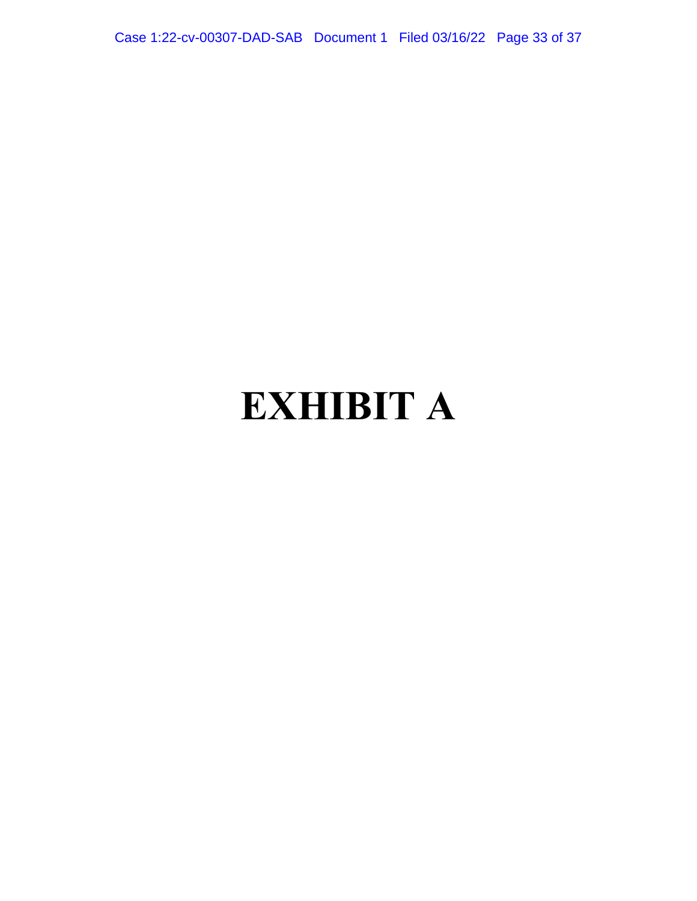# EXHIBIT A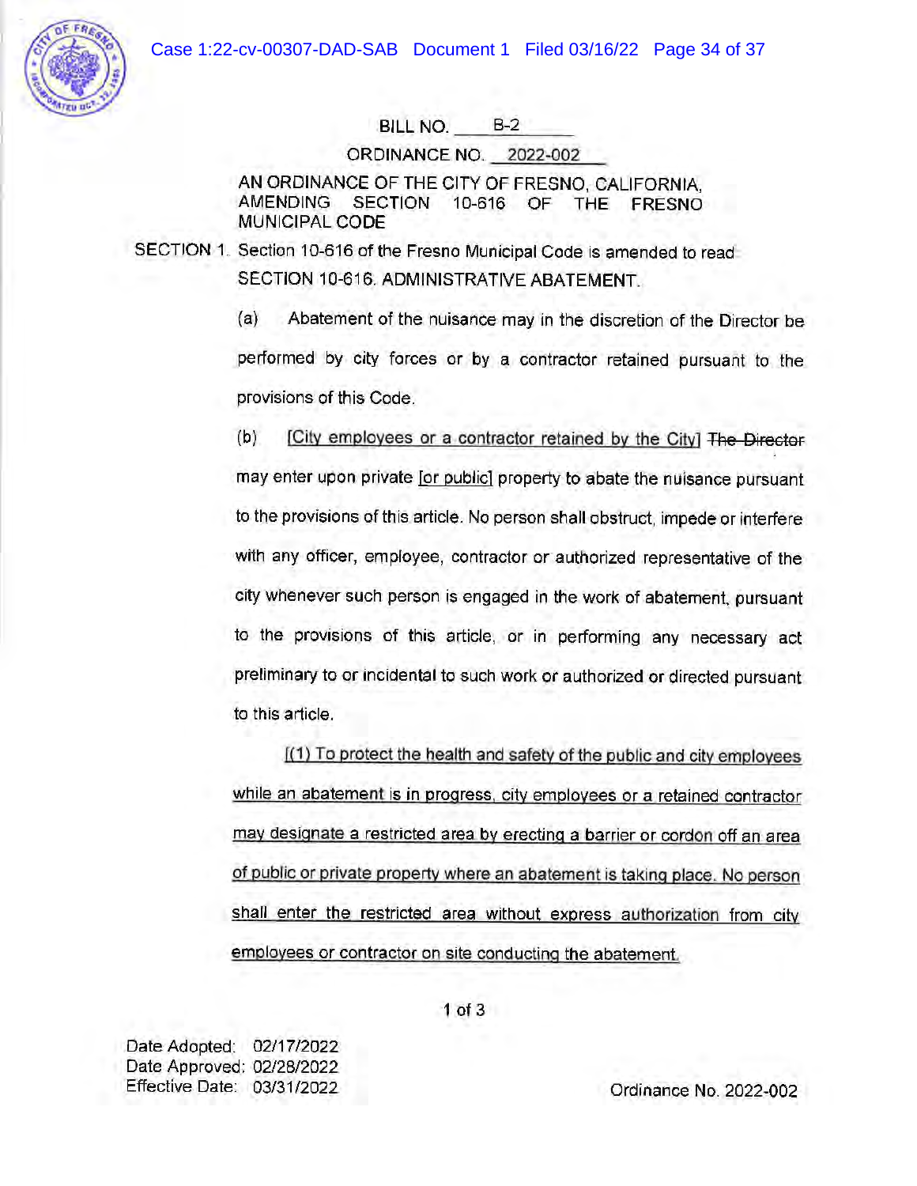BILL NO. B-2

ORDINANCE NO. 2022-002

AN ORDINANCE OF THE CITY OF FRESNO, CALIFORNIA, AMENDING SECTION 10-616 OF THE FRESNO MUNICIPAL CODE

SECTION 1. Section 10-616 of the Fresno Municipal Code is amended to read:

SECTION 10-616. ADMINISTRATIVE ABATEMENT.

(a) Abatement of the nuisance may in the discretion of the Director be performed by city forces or by a contractor retained pursuant to the provisions of this Code.

(b) <u>[City employees or a contractor retained by the City]</u> ~~The Director~~ may enter upon private <u>[or public]</u> property to abate the nuisance pursuant to the provisions of this article. No person shall obstruct, impede or interfere with any officer, employee, contractor or authorized representative of the city whenever such person is engaged in the work of abatement, pursuant to the provisions of this article, or in performing any necessary act preliminary to or incidental to such work or authorized or directed pursuant to this article.

<u>[(1) To protect the health and safety of the public and city employees while an abatement is in progress, city employees or a retained contractor may designate a restricted area by erecting a barrier or cordon off an area of public or private property where an abatement is taking place. No person shall enter the restricted area without express authorization from city employees or contractor on site conducting the abatement.</u>

Date Adopted: 02/17/2022
Date Approved: 02/28/2022
Effective Date: 03/31/2022

Ordinance No. 2022-002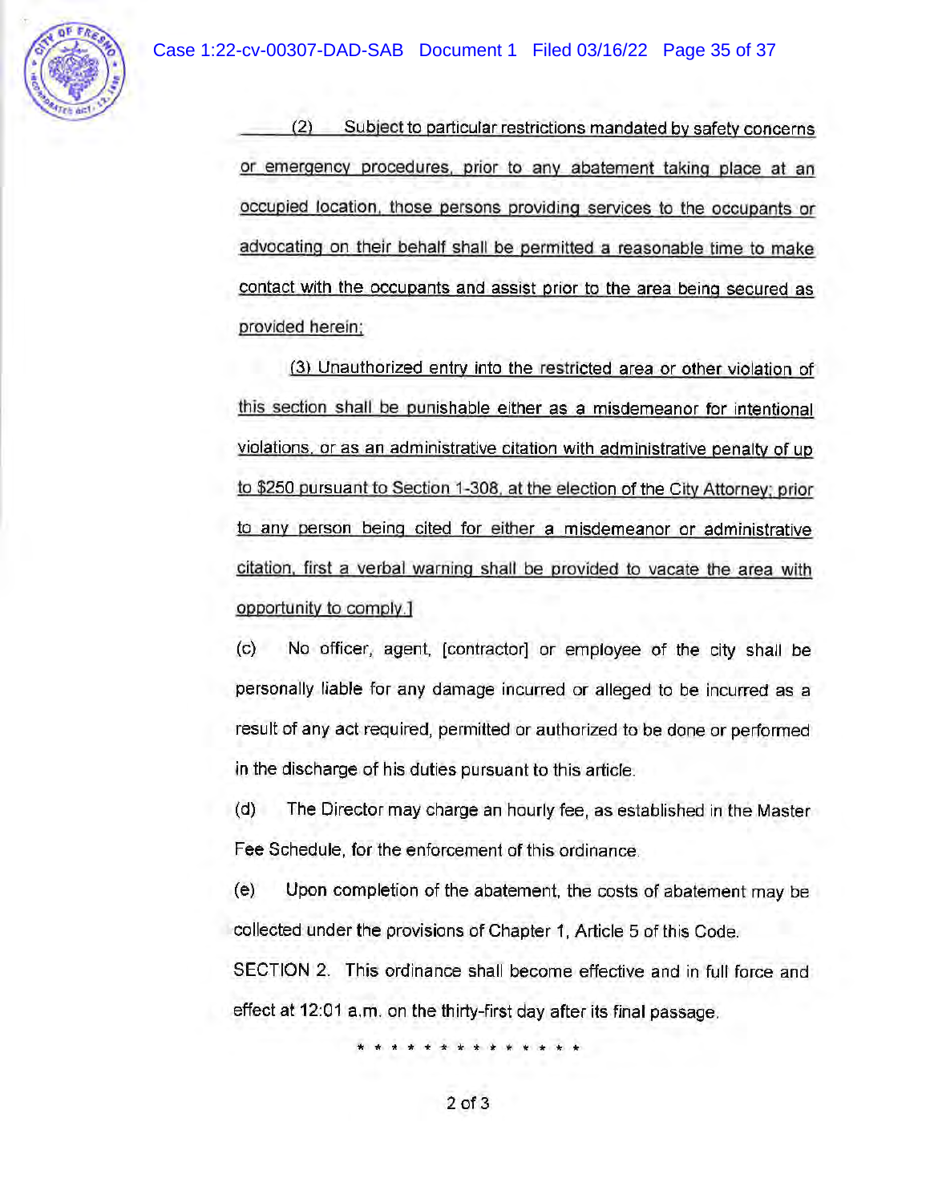(2) Subject to particular restrictions mandated by safety concerns or emergency procedures, prior to any abatement taking place at an occupied location, those persons providing services to the occupants or advocating on their behalf shall be permitted a reasonable time to make contact with the occupants and assist prior to the area being secured as provided herein;

(3) Unauthorized entry into the restricted area or other violation of this section shall be punishable either as a misdemeanor for intentional violations, or as an administrative citation with administrative penalty of up to $250 pursuant to Section 1-308, at the election of the City Attorney; prior to any person being cited for either a misdemeanor or administrative citation, first a verbal warning shall be provided to vacate the area with opportunity to comply.]

(c) No officer, agent, [contractor] or employee of the city shall be personally liable for any damage incurred or alleged to be incurred as a result of any act required, permitted or authorized to be done or performed in the discharge of his duties pursuant to this article.

(d) The Director may charge an hourly fee, as established in the Master Fee Schedule, for the enforcement of this ordinance.

(e) Upon completion of the abatement, the costs of abatement may be collected under the provisions of Chapter 1, Article 5 of this Code.

SECTION 2. This ordinance shall become effective and in full force and effect at 12:01 a.m. on the thirty-first day after its final passage.

* * * * * * * * * * * * * *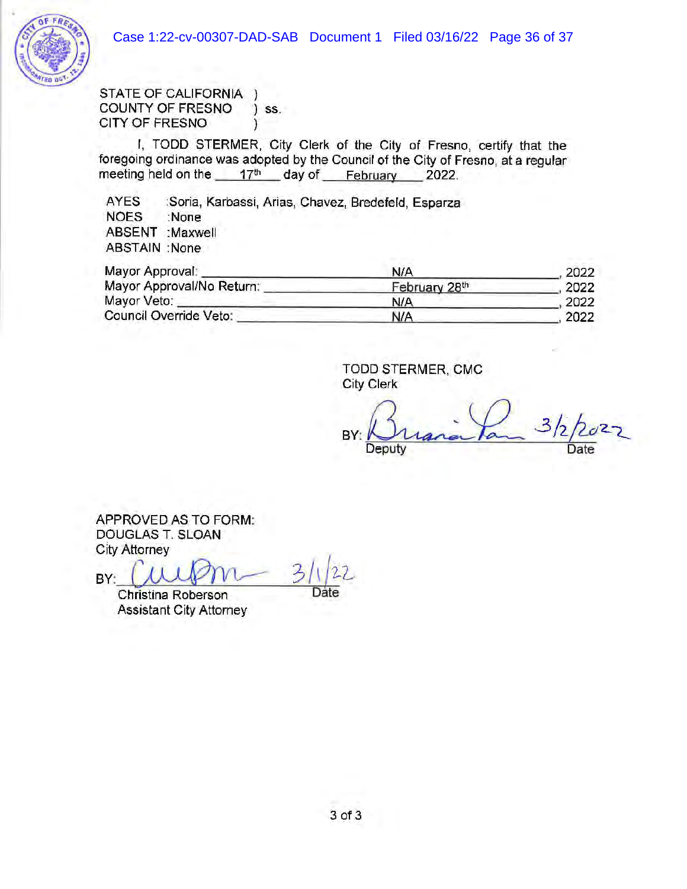STATE OF CALIFORNIA )
COUNTY OF FRESNO ) ss.
CITY OF FRESNO )

I, TODD STERMER, City Clerk of the City of Fresno, certify that the foregoing ordinance was adopted by the Council of the City of Fresno, at a regular meeting held on the 17th day of February 2022.

AYES :Soria, Karbassi, Arias, Chavez, Bredefeld, Esparza
NOES :None
ABSENT :Maxwell
ABSTAIN :None

Mayor Approval: N/A, 2022
Mayor Approval/No Return: February 28th, 2022
Mayor Veto: N/A, 2022
Council Override Veto: N/A, 2022

TODD STERMER, CMC
City Clerk

BY: [signature] 3/2/2022
Deputy Date

APPROVED AS TO FORM:
DOUGLAS T. SLOAN
City Attorney

BY: [signature] 3/1/22
Christina Roberson Date
Assistant City Attorney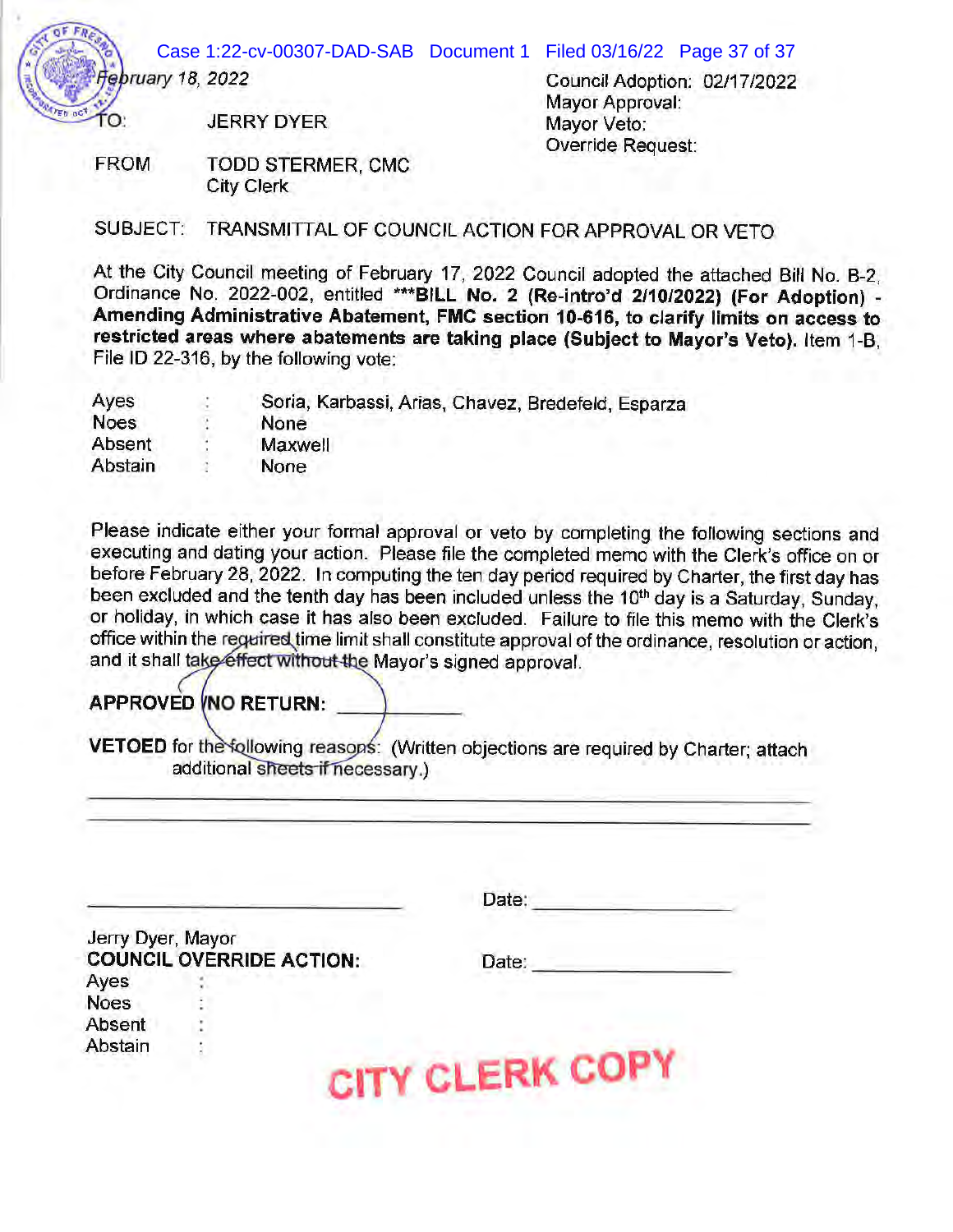February 18, 2022

Council Adoption: 02/17/2022
Mayor Approval:
Mayor Veto:
Override Request:

TO: JERRY DYER

FROM TODD STERMER, CMC
City Clerk

SUBJECT: TRANSMITTAL OF COUNCIL ACTION FOR APPROVAL OR VETO

At the City Council meeting of February 17, 2022 Council adopted the attached Bill No. B-2, Ordinance No. 2022-002, entitled **\*\*\*BILL No. 2 (Re-intro'd 2/10/2022) (For Adoption) - Amending Administrative Abatement, FMC section 10-616, to clarify limits on access to restricted areas where abatements are taking place (Subject to Mayor's Veto).** Item 1-B, File ID 22-316, by the following vote:

| | | |
|---|---|---|
| Ayes | : | Soria, Karbassi, Arias, Chavez, Bredefeld, Esparza |
| Noes | : | None |
| Absent | : | Maxwell |
| Abstain | : | None |

Please indicate either your formal approval or veto by completing the following sections and executing and dating your action. Please file the completed memo with the Clerk's office on or before February 28, 2022. In computing the ten day period required by Charter, the first day has been excluded and the tenth day has been included unless the 10th day is a Saturday, Sunday, or holiday, in which case it has also been excluded. Failure to file this memo with the Clerk's office within the required time limit shall constitute approval of the ordinance, resolution or action, and it shall take effect without the Mayor's signed approval.

**APPROVED /NO RETURN:** ____________

**VETOED** for the following reasons: (Written objections are required by Charter; attach additional sheets if necessary.)

______________________________________________________________

______________________________________________________________

______________________________ Date: ____________

Jerry Dyer, Mayor

**COUNCIL OVERRIDE ACTION:** Date: ____________

| | |
|---|---|
| Ayes | : |
| Noes | : |
| Absent | : |
| Abstain | : |

CITY CLERK COPY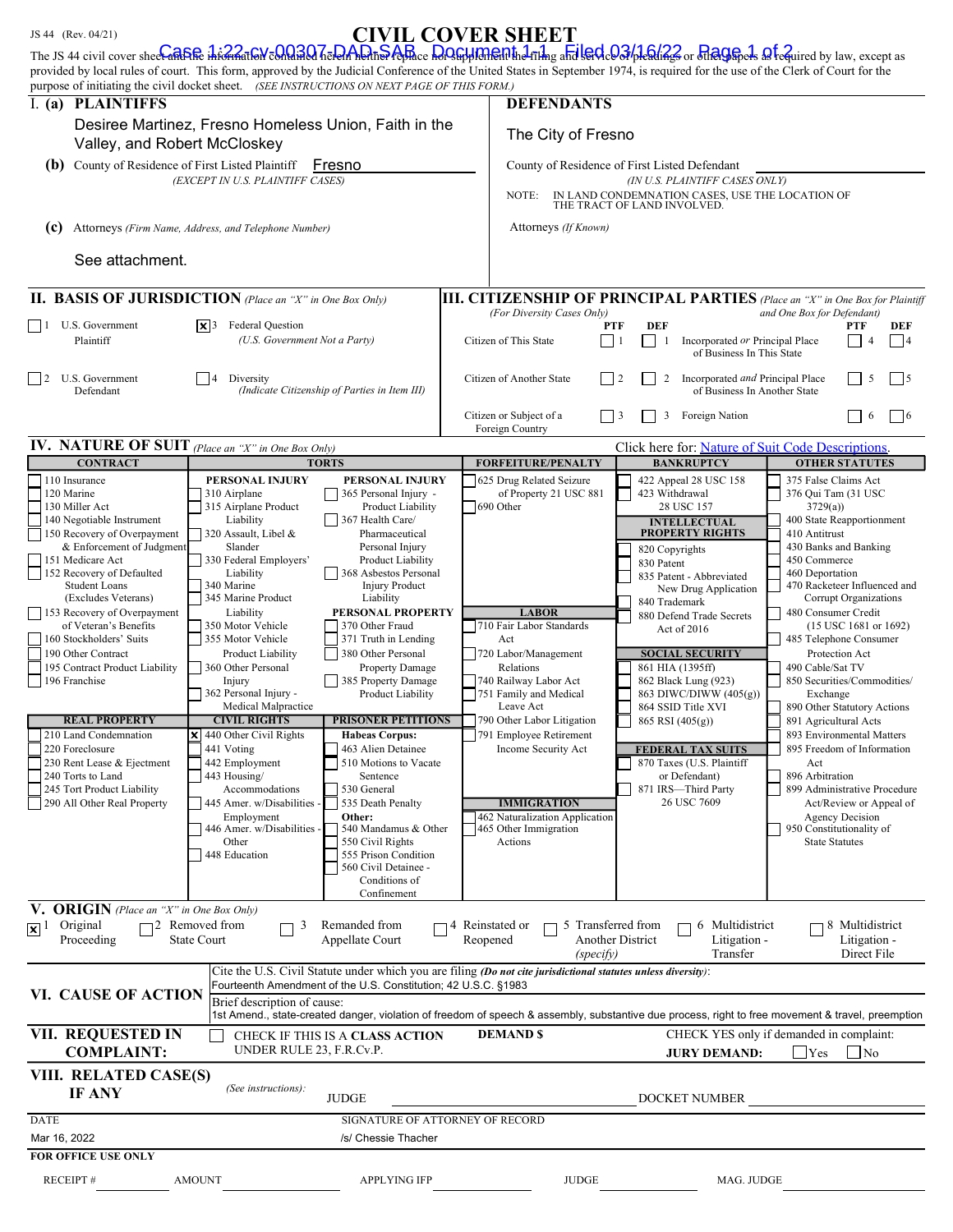JS 44 (Rev. 04/21)

# CIVIL COVER SHEET

The JS 44 civil cover sheet and the information contained herein neither replace nor supplement the filing and service of pleadings or other papers as required by law, except as provided by local rules of court. This form, approved by the Judicial Conference of the United States in September 1974, is required for the use of the Clerk of Court for the purpose of initiating the civil docket sheet. *(SEE INSTRUCTIONS ON NEXT PAGE OF THIS FORM.)*

## I. (a) PLAINTIFFS

Desiree Martinez, Fresno Homeless Union, Faith in the Valley, and Robert McCloskey

**(b)** County of Residence of First Listed Plaintiff: Fresno
*(EXCEPT IN U.S. PLAINTIFF CASES)*

**(c)** Attorneys *(Firm Name, Address, and Telephone Number)*

See attachment.

## DEFENDANTS

The City of Fresno

County of Residence of First Listed Defendant: ____________
*(IN U.S. PLAINTIFF CASES ONLY)*

NOTE: IN LAND CONDEMNATION CASES, USE THE LOCATION OF THE TRACT OF LAND INVOLVED.

Attorneys *(If Known)*

## II. BASIS OF JURISDICTION *(Place an "X" in One Box Only)*

- ☐ 1 U.S. Government Plaintiff
- ☒ 3 Federal Question (U.S. Government Not a Party)
- ☐ 2 U.S. Government Defendant
- ☐ 4 Diversity (Indicate Citizenship of Parties in Item III)

## III. CITIZENSHIP OF PRINCIPAL PARTIES *(Place an "X" in One Box for Plaintiff and One Box for Defendant)* (For Diversity Cases Only)

| | PTF | DEF | | PTF | DEF |
|---|---|---|---|---|---|
| Citizen of This State | ☐ 1 | ☐ 1 | Incorporated *or* Principal Place of Business In This State | ☐ 4 | ☐ 4 |
| Citizen of Another State | ☐ 2 | ☐ 2 | Incorporated *and* Principal Place of Business In Another State | ☐ 5 | ☐ 5 |
| Citizen or Subject of a Foreign Country | ☐ 3 | ☐ 3 | Foreign Nation | ☐ 6 | ☐ 6 |

## IV. NATURE OF SUIT *(Place an "X" in One Box Only)*

Click here for: Nature of Suit Code Descriptions.

**CONTRACT**
- ☐ 110 Insurance
- ☐ 120 Marine
- ☐ 130 Miller Act
- ☐ 140 Negotiable Instrument
- ☐ 150 Recovery of Overpayment & Enforcement of Judgment
- ☐ 151 Medicare Act
- ☐ 152 Recovery of Defaulted Student Loans (Excludes Veterans)
- ☐ 153 Recovery of Overpayment of Veteran's Benefits
- ☐ 160 Stockholders' Suits
- ☐ 190 Other Contract
- ☐ 195 Contract Product Liability
- ☐ 196 Franchise

**REAL PROPERTY**
- ☐ 210 Land Condemnation
- ☐ 220 Foreclosure
- ☐ 230 Rent Lease & Ejectment
- ☐ 240 Torts to Land
- ☐ 245 Tort Product Liability
- ☐ 290 All Other Real Property

**TORTS — PERSONAL INJURY**
- ☐ 310 Airplane
- ☐ 315 Airplane Product Liability
- ☐ 320 Assault, Libel & Slander
- ☐ 330 Federal Employers' Liability
- ☐ 340 Marine
- ☐ 345 Marine Product Liability
- ☐ 350 Motor Vehicle
- ☐ 355 Motor Vehicle Product Liability
- ☐ 360 Other Personal Injury
- ☐ 362 Personal Injury - Medical Malpractice

**PERSONAL INJURY**
- ☐ 365 Personal Injury - Product Liability
- ☐ 367 Health Care/ Pharmaceutical Personal Injury Product Liability
- ☐ 368 Asbestos Personal Injury Product Liability

**PERSONAL PROPERTY**
- ☐ 370 Other Fraud
- ☐ 371 Truth in Lending
- ☐ 380 Other Personal Property Damage
- ☐ 385 Property Damage Product Liability

**CIVIL RIGHTS**
- ☒ 440 Other Civil Rights
- ☐ 441 Voting
- ☐ 442 Employment
- ☐ 443 Housing/ Accommodations
- ☐ 445 Amer. w/Disabilities - Employment
- ☐ 446 Amer. w/Disabilities - Other
- ☐ 448 Education

**PRISONER PETITIONS**
Habeas Corpus:
- ☐ 463 Alien Detainee
- ☐ 510 Motions to Vacate Sentence
- ☐ 530 General
- ☐ 535 Death Penalty

Other:
- ☐ 540 Mandamus & Other
- ☐ 550 Civil Rights
- ☐ 555 Prison Condition
- ☐ 560 Civil Detainee - Conditions of Confinement

**FORFEITURE/PENALTY**
- ☐ 625 Drug Related Seizure of Property 21 USC 881
- ☐ 690 Other

**LABOR**
- ☐ 710 Fair Labor Standards Act
- ☐ 720 Labor/Management Relations
- ☐ 740 Railway Labor Act
- ☐ 751 Family and Medical Leave Act
- ☐ 790 Other Labor Litigation
- ☐ 791 Employee Retirement Income Security Act

**IMMIGRATION**
- ☐ 462 Naturalization Application
- ☐ 465 Other Immigration Actions

**BANKRUPTCY**
- ☐ 422 Appeal 28 USC 158
- ☐ 423 Withdrawal 28 USC 157

**INTELLECTUAL PROPERTY RIGHTS**
- ☐ 820 Copyrights
- ☐ 830 Patent
- ☐ 835 Patent - Abbreviated New Drug Application
- ☐ 840 Trademark
- ☐ 880 Defend Trade Secrets Act of 2016

**SOCIAL SECURITY**
- ☐ 861 HIA (1395ff)
- ☐ 862 Black Lung (923)
- ☐ 863 DIWC/DIWW (405(g))
- ☐ 864 SSID Title XVI
- ☐ 865 RSI (405(g))

**FEDERAL TAX SUITS**
- ☐ 870 Taxes (U.S. Plaintiff or Defendant)
- ☐ 871 IRS—Third Party 26 USC 7609

**OTHER STATUTES**
- ☐ 375 False Claims Act
- ☐ 376 Qui Tam (31 USC 3729(a))
- ☐ 400 State Reapportionment
- ☐ 410 Antitrust
- ☐ 430 Banks and Banking
- ☐ 450 Commerce
- ☐ 460 Deportation
- ☐ 470 Racketeer Influenced and Corrupt Organizations
- ☐ 480 Consumer Credit (15 USC 1681 or 1692)
- ☐ 485 Telephone Consumer Protection Act
- ☐ 490 Cable/Sat TV
- ☐ 850 Securities/Commodities/ Exchange
- ☐ 890 Other Statutory Actions
- ☐ 891 Agricultural Acts
- ☐ 893 Environmental Matters
- ☐ 895 Freedom of Information Act
- ☐ 896 Arbitration
- ☐ 899 Administrative Procedure Act/Review or Appeal of Agency Decision
- ☐ 950 Constitutionality of State Statutes

## V. ORIGIN *(Place an "X" in One Box Only)*

- ☒ 1 Original Proceeding
- ☐ 2 Removed from State Court
- ☐ 3 Remanded from Appellate Court
- ☐ 4 Reinstated or Reopened
- ☐ 5 Transferred from Another District *(specify)*
- ☐ 6 Multidistrict Litigation - Transfer
- ☐ 8 Multidistrict Litigation - Direct File

## VI. CAUSE OF ACTION

Cite the U.S. Civil Statute under which you are filing *(Do not cite jurisdictional statutes unless diversity)*:
Fourteenth Amendment of the U.S. Constitution; 42 U.S.C. §1983

Brief description of cause:
1st Amend., state-created danger, violation of freedom of speech & assembly, substantive due process, right to free movement & travel, preemption

## VII. REQUESTED IN COMPLAINT:

☐ CHECK IF THIS IS A CLASS ACTION UNDER RULE 23, F.R.Cv.P.

DEMAND $

CHECK YES only if demanded in complaint:
JURY DEMAND: ☐ Yes ☐ No

## VIII. RELATED CASE(S) IF ANY

*(See instructions)*: JUDGE ____________ DOCKET NUMBER ____________

DATE: Mar 16, 2022

SIGNATURE OF ATTORNEY OF RECORD: /s/ Chessie Thacher

**FOR OFFICE USE ONLY**

RECEIPT # ______ AMOUNT ______ APPLYING IFP ______ JUDGE ______ MAG. JUDGE ______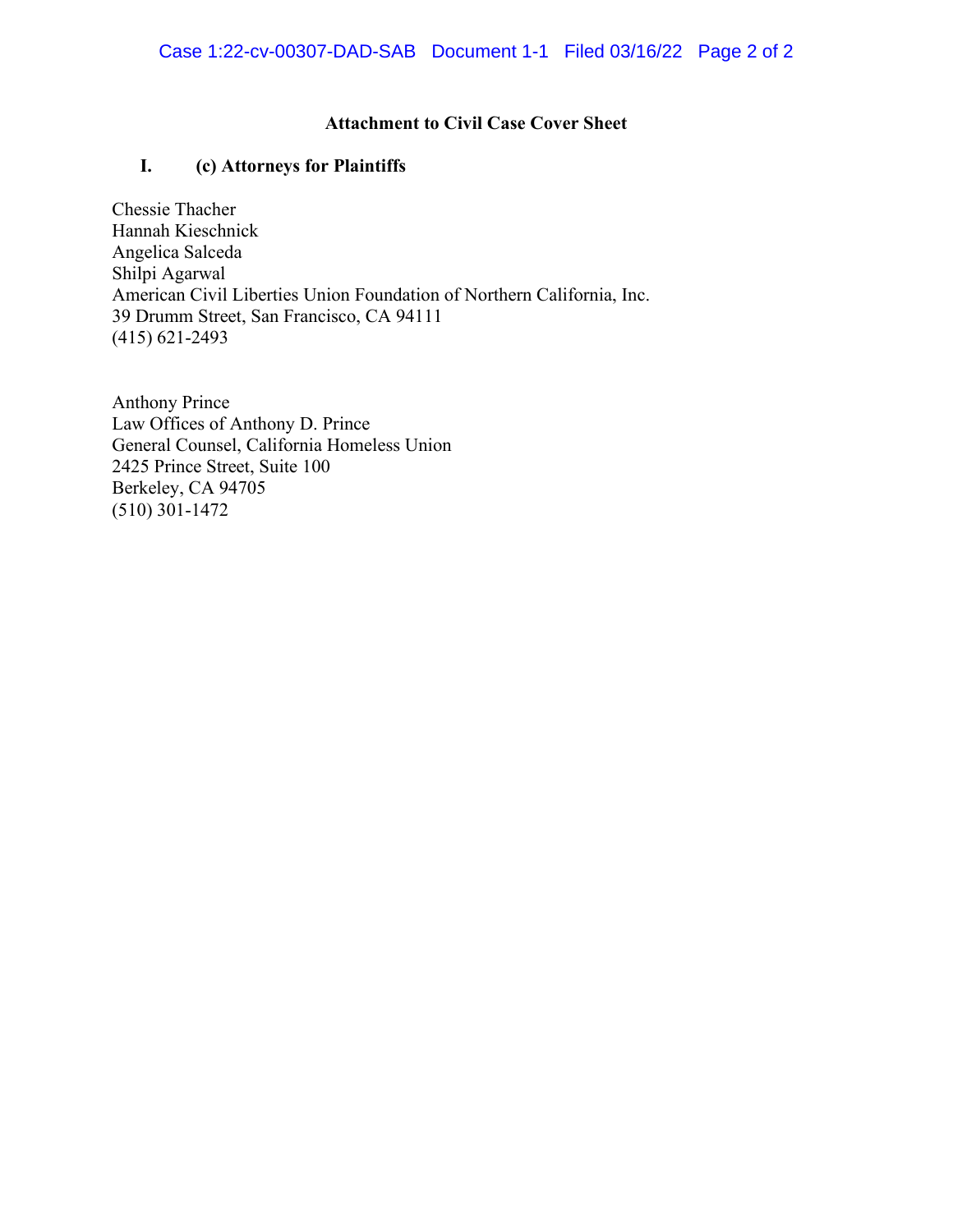## Attachment to Civil Case Cover Sheet

### I. (c) Attorneys for Plaintiffs

Chessie Thacher
Hannah Kieschnick
Angelica Salceda
Shilpi Agarwal
American Civil Liberties Union Foundation of Northern California, Inc.
39 Drumm Street, San Francisco, CA 94111
(415) 621-2493

Anthony Prince
Law Offices of Anthony D. Prince
General Counsel, California Homeless Union
2425 Prince Street, Suite 100
Berkeley, CA 94705
(510) 301-1472